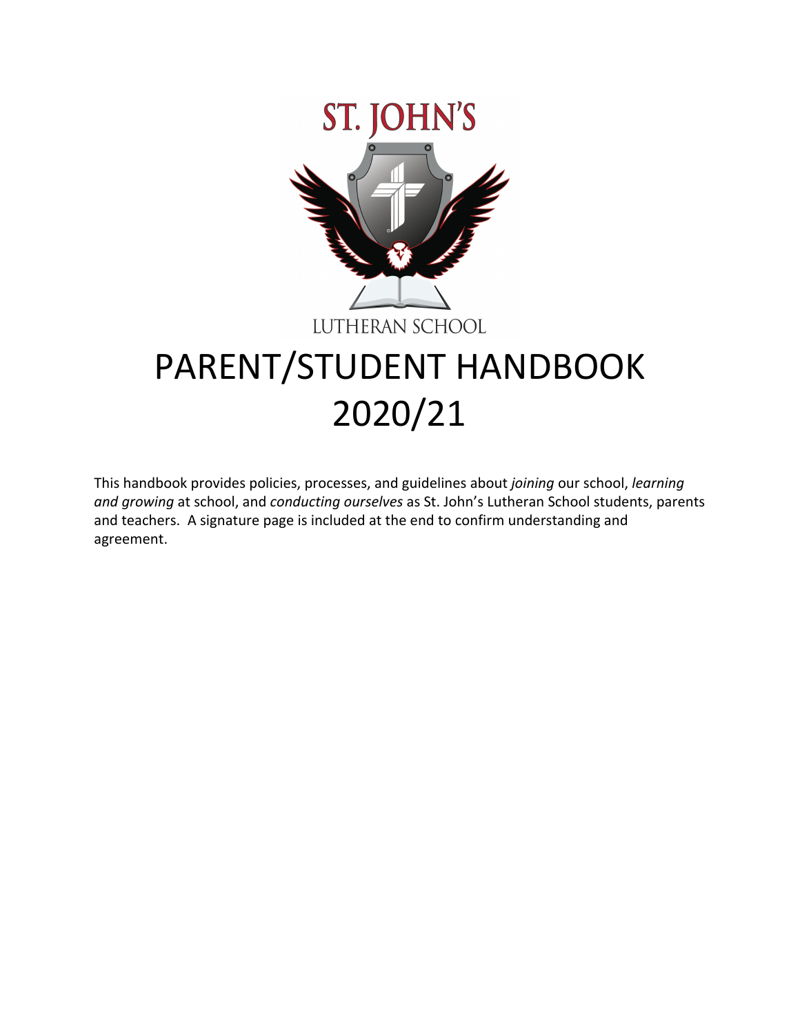ST. JOHN'S

LUTHERAN SCHOOL

# PARENT/STUDENT HANDBOOK 2020/21

This handbook provides policies, processes, and guidelines about *joining* our school, *learning and growing* at school, and *conducting ourselves* as St. John's Lutheran School students, parents and teachers. A signature page is included at the end to confirm understanding and agreement.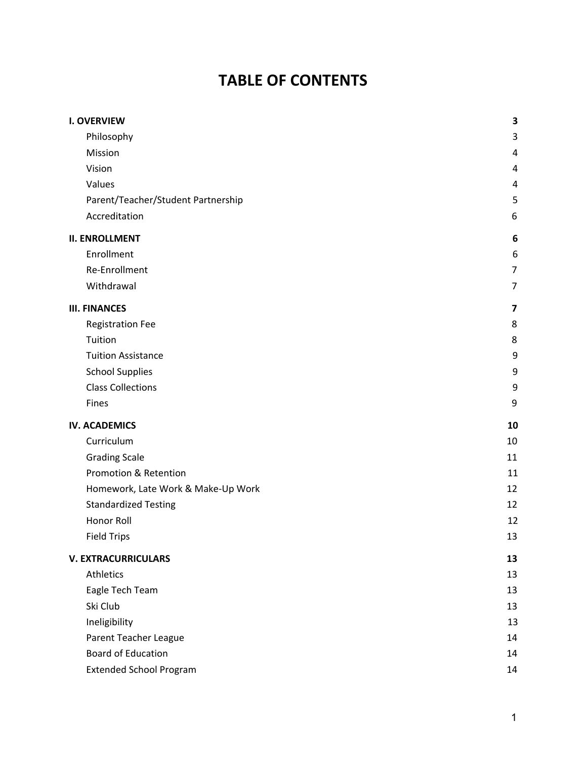# TABLE OF CONTENTS

| | |
|---|---|
| **I. OVERVIEW** | **3** |
| Philosophy | 3 |
| Mission | 4 |
| Vision | 4 |
| Values | 4 |
| Parent/Teacher/Student Partnership | 5 |
| Accreditation | 6 |
| **II. ENROLLMENT** | **6** |
| Enrollment | 6 |
| Re-Enrollment | 7 |
| Withdrawal | 7 |
| **III. FINANCES** | **7** |
| Registration Fee | 8 |
| Tuition | 8 |
| Tuition Assistance | 9 |
| School Supplies | 9 |
| Class Collections | 9 |
| Fines | 9 |
| **IV. ACADEMICS** | **10** |
| Curriculum | 10 |
| Grading Scale | 11 |
| Promotion & Retention | 11 |
| Homework, Late Work & Make-Up Work | 12 |
| Standardized Testing | 12 |
| Honor Roll | 12 |
| Field Trips | 13 |
| **V. EXTRACURRICULARS** | **13** |
| Athletics | 13 |
| Eagle Tech Team | 13 |
| Ski Club | 13 |
| Ineligibility | 13 |
| Parent Teacher League | 14 |
| Board of Education | 14 |
| Extended School Program | 14 |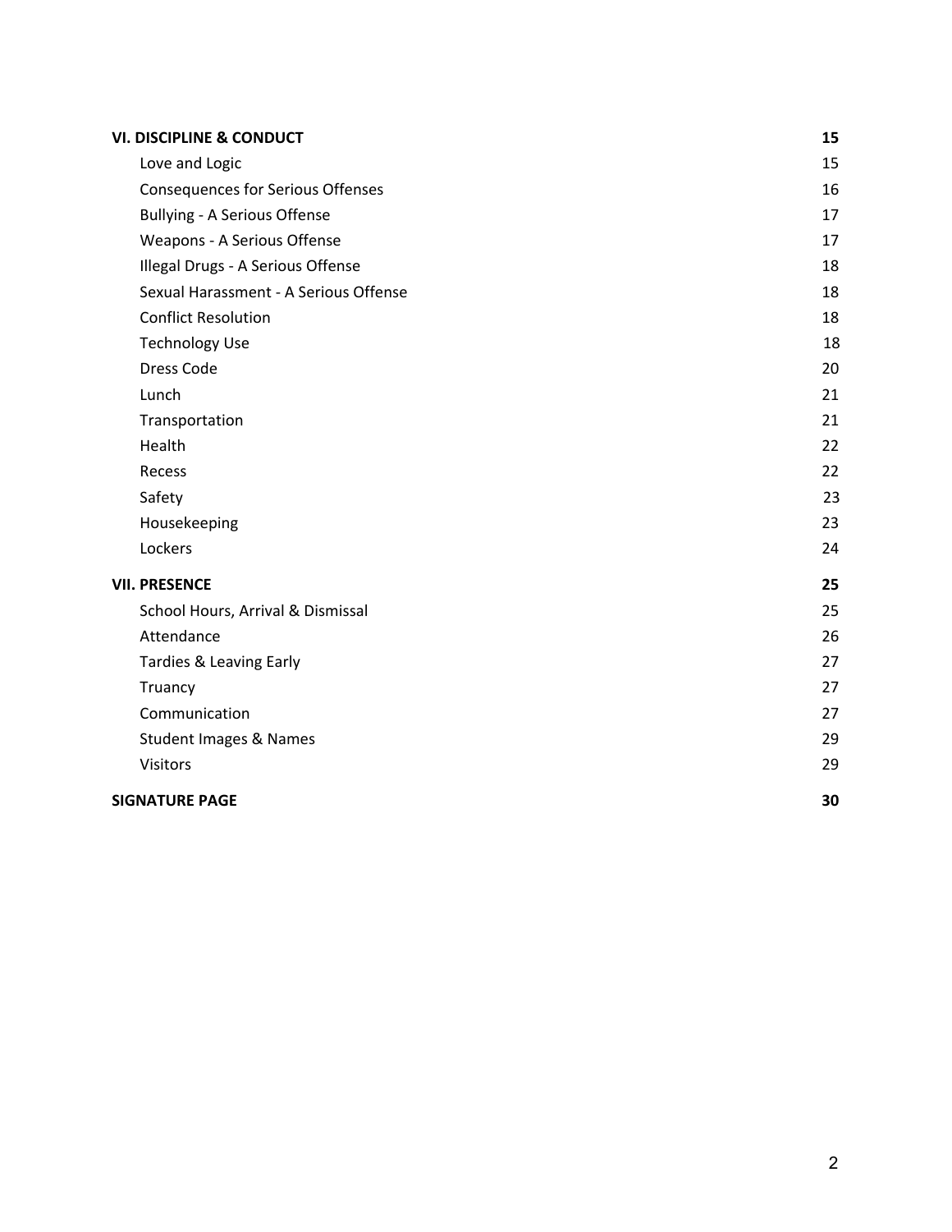| | |
|---|---|
| **VI. DISCIPLINE & CONDUCT** | **15** |
| Love and Logic | 15 |
| Consequences for Serious Offenses | 16 |
| Bullying - A Serious Offense | 17 |
| Weapons - A Serious Offense | 17 |
| Illegal Drugs - A Serious Offense | 18 |
| Sexual Harassment - A Serious Offense | 18 |
| Conflict Resolution | 18 |
| Technology Use | 18 |
| Dress Code | 20 |
| Lunch | 21 |
| Transportation | 21 |
| Health | 22 |
| Recess | 22 |
| Safety | 23 |
| Housekeeping | 23 |
| Lockers | 24 |
| **VII. PRESENCE** | **25** |
| School Hours, Arrival & Dismissal | 25 |
| Attendance | 26 |
| Tardies & Leaving Early | 27 |
| Truancy | 27 |
| Communication | 27 |
| Student Images & Names | 29 |
| Visitors | 29 |
| **SIGNATURE PAGE** | **30** |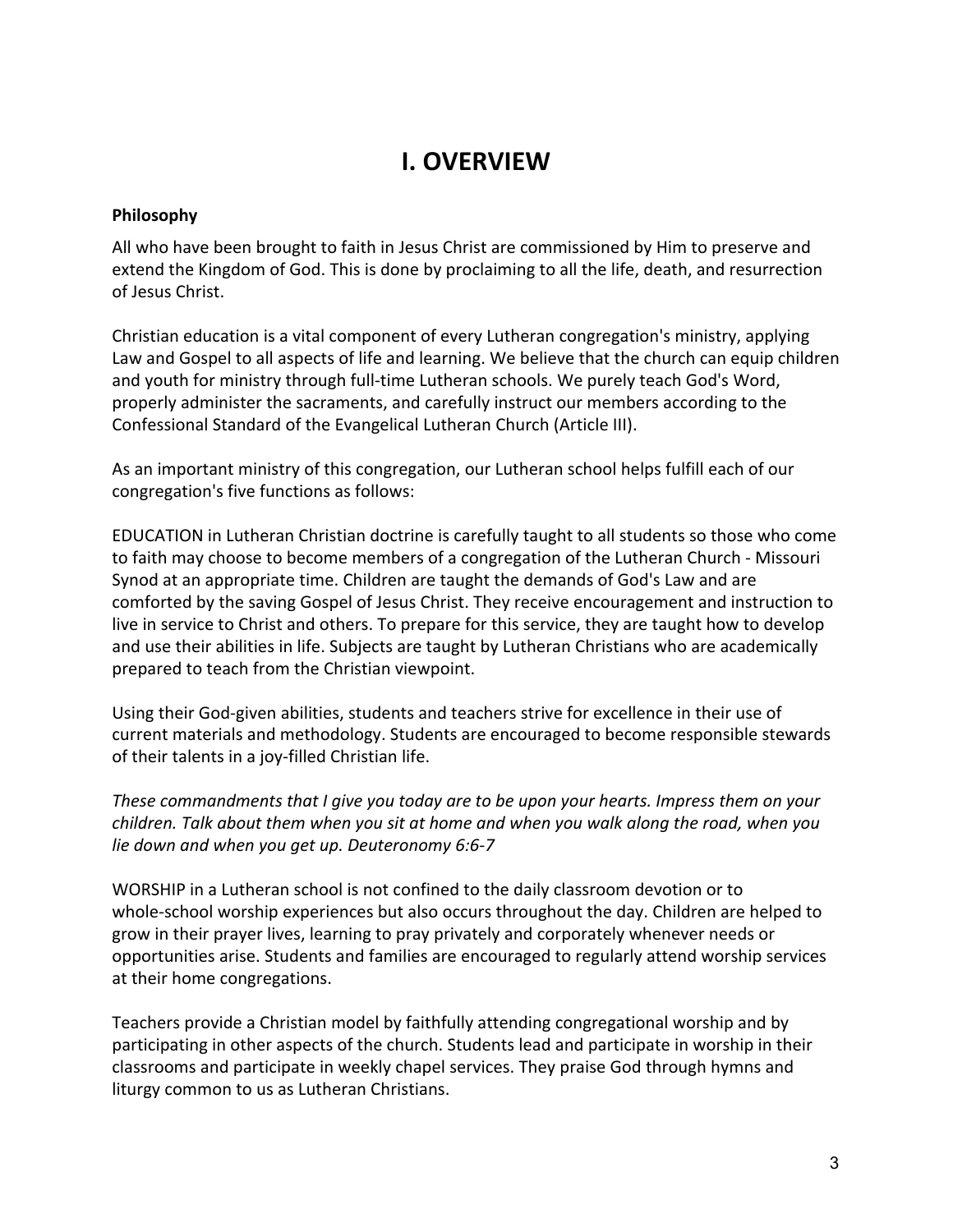# I. OVERVIEW

**Philosophy**

All who have been brought to faith in Jesus Christ are commissioned by Him to preserve and extend the Kingdom of God. This is done by proclaiming to all the life, death, and resurrection of Jesus Christ.

Christian education is a vital component of every Lutheran congregation's ministry, applying Law and Gospel to all aspects of life and learning. We believe that the church can equip children and youth for ministry through full-time Lutheran schools. We purely teach God's Word, properly administer the sacraments, and carefully instruct our members according to the Confessional Standard of the Evangelical Lutheran Church (Article III).

As an important ministry of this congregation, our Lutheran school helps fulfill each of our congregation's five functions as follows:

EDUCATION in Lutheran Christian doctrine is carefully taught to all students so those who come to faith may choose to become members of a congregation of the Lutheran Church - Missouri Synod at an appropriate time. Children are taught the demands of God's Law and are comforted by the saving Gospel of Jesus Christ. They receive encouragement and instruction to live in service to Christ and others. To prepare for this service, they are taught how to develop and use their abilities in life. Subjects are taught by Lutheran Christians who are academically prepared to teach from the Christian viewpoint.

Using their God-given abilities, students and teachers strive for excellence in their use of current materials and methodology. Students are encouraged to become responsible stewards of their talents in a joy-filled Christian life.

*These commandments that I give you today are to be upon your hearts. Impress them on your children. Talk about them when you sit at home and when you walk along the road, when you lie down and when you get up. Deuteronomy 6:6-7*

WORSHIP in a Lutheran school is not confined to the daily classroom devotion or to whole-school worship experiences but also occurs throughout the day. Children are helped to grow in their prayer lives, learning to pray privately and corporately whenever needs or opportunities arise. Students and families are encouraged to regularly attend worship services at their home congregations.

Teachers provide a Christian model by faithfully attending congregational worship and by participating in other aspects of the church. Students lead and participate in worship in their classrooms and participate in weekly chapel services. They praise God through hymns and liturgy common to us as Lutheran Christians.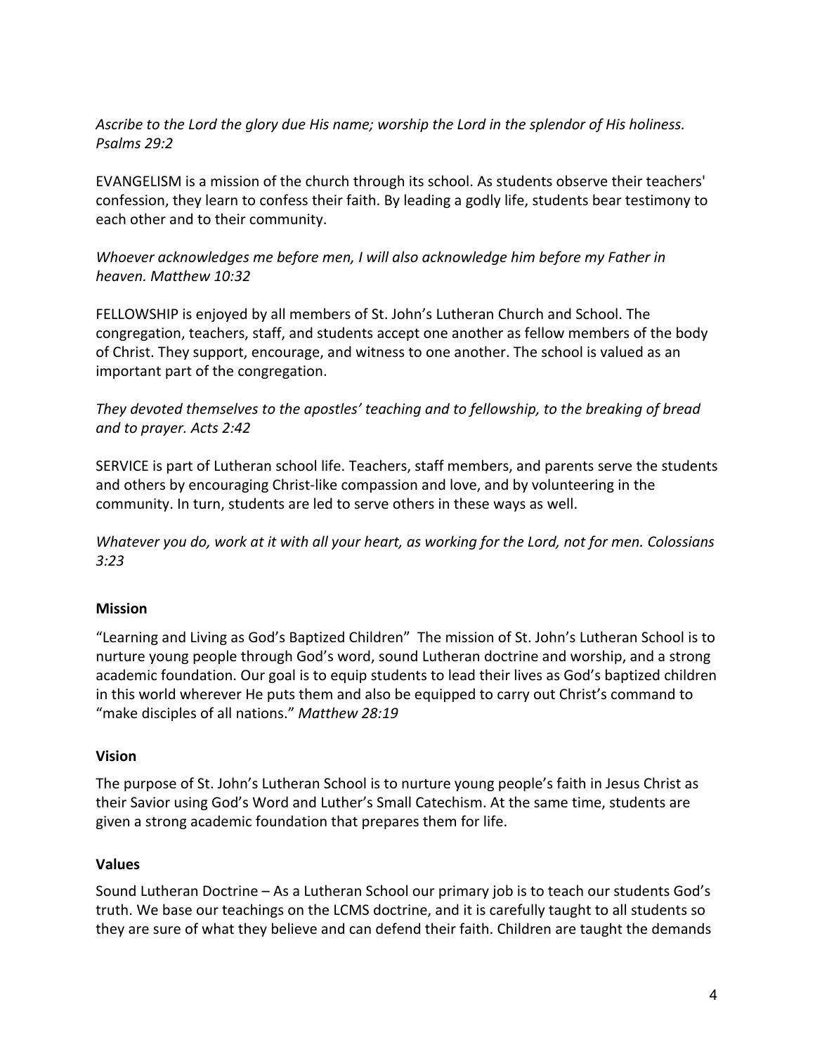*Ascribe to the Lord the glory due His name; worship the Lord in the splendor of His holiness. Psalms 29:2*

EVANGELISM is a mission of the church through its school. As students observe their teachers' confession, they learn to confess their faith. By leading a godly life, students bear testimony to each other and to their community.

*Whoever acknowledges me before men, I will also acknowledge him before my Father in heaven. Matthew 10:32*

FELLOWSHIP is enjoyed by all members of St. John's Lutheran Church and School. The congregation, teachers, staff, and students accept one another as fellow members of the body of Christ. They support, encourage, and witness to one another. The school is valued as an important part of the congregation.

*They devoted themselves to the apostles' teaching and to fellowship, to the breaking of bread and to prayer. Acts 2:42*

SERVICE is part of Lutheran school life. Teachers, staff members, and parents serve the students and others by encouraging Christ-like compassion and love, and by volunteering in the community. In turn, students are led to serve others in these ways as well.

*Whatever you do, work at it with all your heart, as working for the Lord, not for men. Colossians 3:23*

**Mission**

"Learning and Living as God's Baptized Children" The mission of St. John's Lutheran School is to nurture young people through God's word, sound Lutheran doctrine and worship, and a strong academic foundation. Our goal is to equip students to lead their lives as God's baptized children in this world wherever He puts them and also be equipped to carry out Christ's command to "make disciples of all nations." *Matthew 28:19*

**Vision**

The purpose of St. John's Lutheran School is to nurture young people's faith in Jesus Christ as their Savior using God's Word and Luther's Small Catechism. At the same time, students are given a strong academic foundation that prepares them for life.

**Values**

Sound Lutheran Doctrine – As a Lutheran School our primary job is to teach our students God's truth. We base our teachings on the LCMS doctrine, and it is carefully taught to all students so they are sure of what they believe and can defend their faith. Children are taught the demands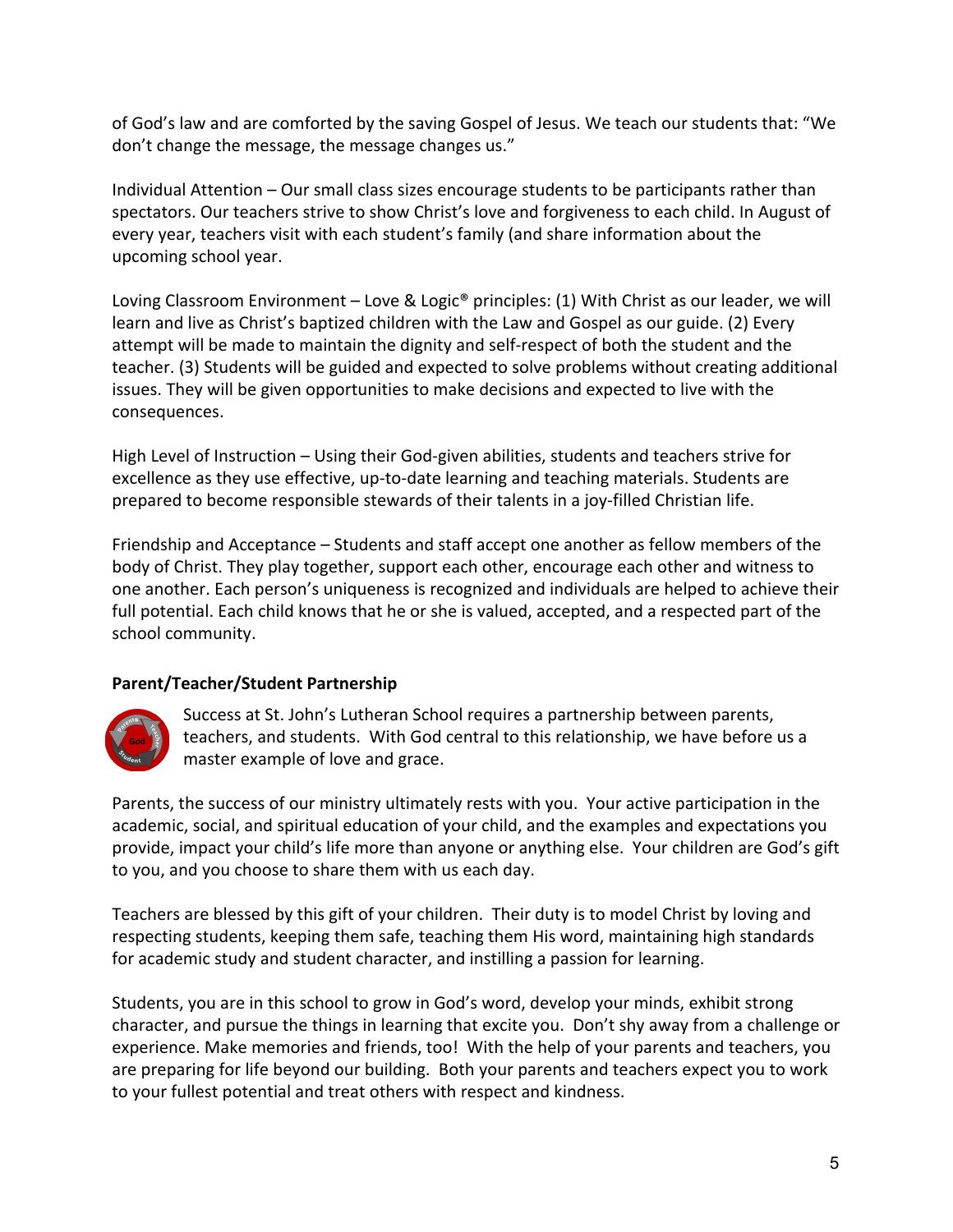of God's law and are comforted by the saving Gospel of Jesus. We teach our students that: "We don't change the message, the message changes us."

Individual Attention – Our small class sizes encourage students to be participants rather than spectators. Our teachers strive to show Christ's love and forgiveness to each child. In August of every year, teachers visit with each student's family (and share information about the upcoming school year.

Loving Classroom Environment – Love & Logic® principles: (1) With Christ as our leader, we will learn and live as Christ's baptized children with the Law and Gospel as our guide. (2) Every attempt will be made to maintain the dignity and self-respect of both the student and the teacher. (3) Students will be guided and expected to solve problems without creating additional issues. They will be given opportunities to make decisions and expected to live with the consequences.

High Level of Instruction – Using their God-given abilities, students and teachers strive for excellence as they use effective, up-to-date learning and teaching materials. Students are prepared to become responsible stewards of their talents in a joy-filled Christian life.

Friendship and Acceptance – Students and staff accept one another as fellow members of the body of Christ. They play together, support each other, encourage each other and witness to one another. Each person's uniqueness is recognized and individuals are helped to achieve their full potential. Each child knows that he or she is valued, accepted, and a respected part of the school community.

**Parent/Teacher/Student Partnership**

Success at St. John's Lutheran School requires a partnership between parents, teachers, and students. With God central to this relationship, we have before us a master example of love and grace.

Parents, the success of our ministry ultimately rests with you. Your active participation in the academic, social, and spiritual education of your child, and the examples and expectations you provide, impact your child's life more than anyone or anything else. Your children are God's gift to you, and you choose to share them with us each day.

Teachers are blessed by this gift of your children. Their duty is to model Christ by loving and respecting students, keeping them safe, teaching them His word, maintaining high standards for academic study and student character, and instilling a passion for learning.

Students, you are in this school to grow in God's word, develop your minds, exhibit strong character, and pursue the things in learning that excite you. Don't shy away from a challenge or experience. Make memories and friends, too! With the help of your parents and teachers, you are preparing for life beyond our building. Both your parents and teachers expect you to work to your fullest potential and treat others with respect and kindness.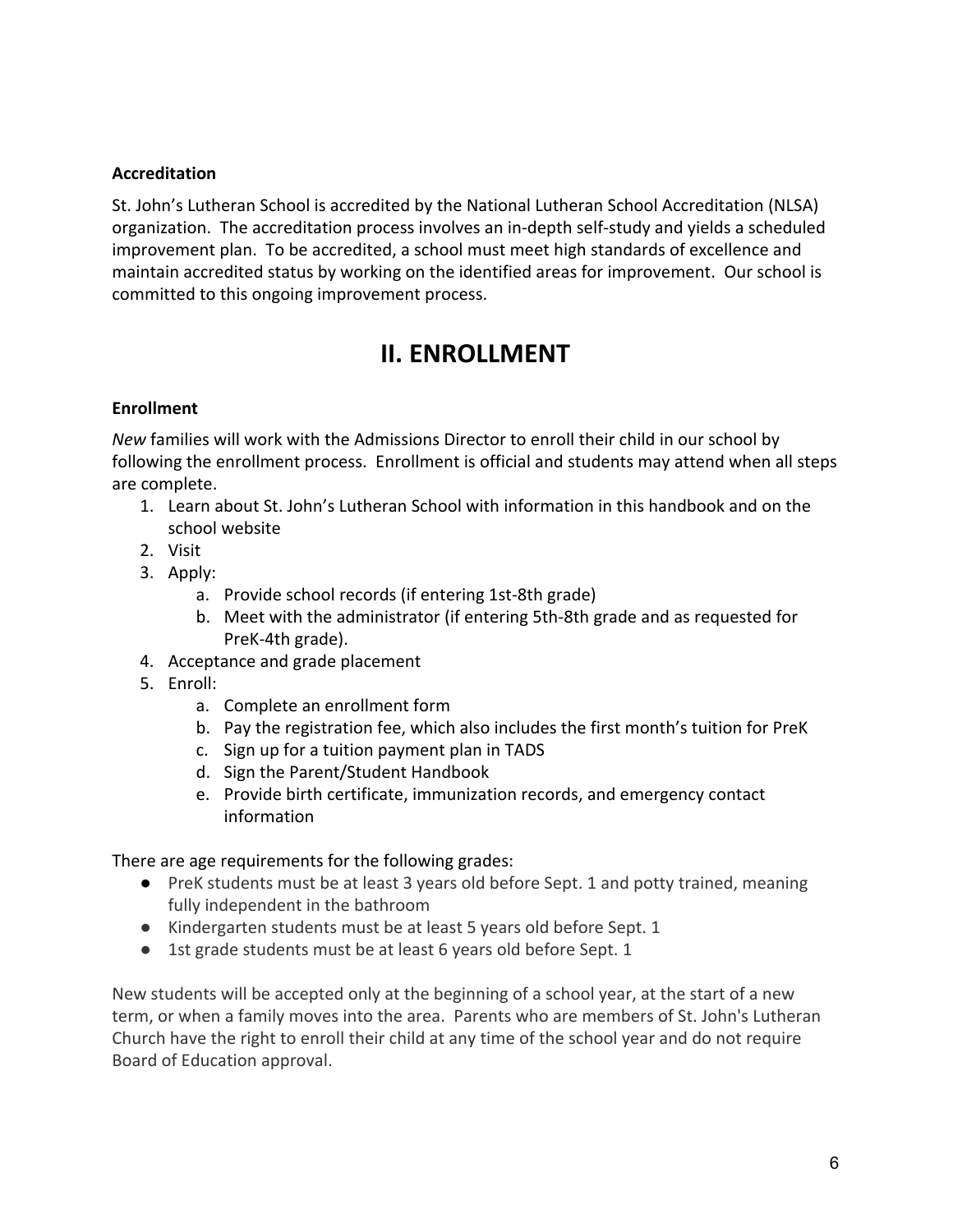**Accreditation**

St. John's Lutheran School is accredited by the National Lutheran School Accreditation (NLSA) organization. The accreditation process involves an in-depth self-study and yields a scheduled improvement plan. To be accredited, a school must meet high standards of excellence and maintain accredited status by working on the identified areas for improvement. Our school is committed to this ongoing improvement process.

# II. ENROLLMENT

**Enrollment**

*New* families will work with the Admissions Director to enroll their child in our school by following the enrollment process. Enrollment is official and students may attend when all steps are complete.

1. Learn about St. John's Lutheran School with information in this handbook and on the school website
2. Visit
3. Apply:
    a. Provide school records (if entering 1st-8th grade)
    b. Meet with the administrator (if entering 5th-8th grade and as requested for PreK-4th grade).
4. Acceptance and grade placement
5. Enroll:
    a. Complete an enrollment form
    b. Pay the registration fee, which also includes the first month's tuition for PreK
    c. Sign up for a tuition payment plan in TADS
    d. Sign the Parent/Student Handbook
    e. Provide birth certificate, immunization records, and emergency contact information

There are age requirements for the following grades:

- PreK students must be at least 3 years old before Sept. 1 and potty trained, meaning fully independent in the bathroom
- Kindergarten students must be at least 5 years old before Sept. 1
- 1st grade students must be at least 6 years old before Sept. 1

New students will be accepted only at the beginning of a school year, at the start of a new term, or when a family moves into the area. Parents who are members of St. John's Lutheran Church have the right to enroll their child at any time of the school year and do not require Board of Education approval.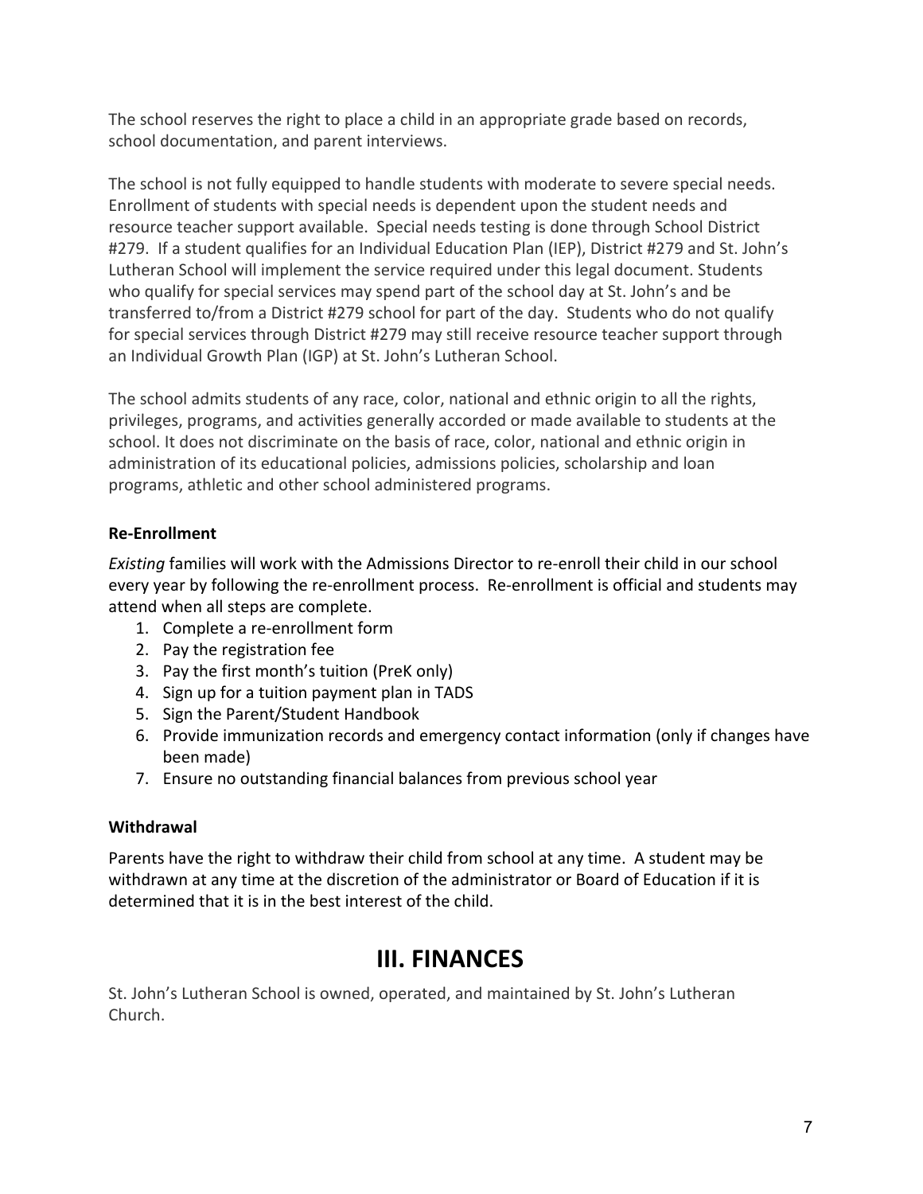The school reserves the right to place a child in an appropriate grade based on records, school documentation, and parent interviews.

The school is not fully equipped to handle students with moderate to severe special needs. Enrollment of students with special needs is dependent upon the student needs and resource teacher support available. Special needs testing is done through School District #279. If a student qualifies for an Individual Education Plan (IEP), District #279 and St. John's Lutheran School will implement the service required under this legal document. Students who qualify for special services may spend part of the school day at St. John's and be transferred to/from a District #279 school for part of the day. Students who do not qualify for special services through District #279 may still receive resource teacher support through an Individual Growth Plan (IGP) at St. John's Lutheran School.

The school admits students of any race, color, national and ethnic origin to all the rights, privileges, programs, and activities generally accorded or made available to students at the school. It does not discriminate on the basis of race, color, national and ethnic origin in administration of its educational policies, admissions policies, scholarship and loan programs, athletic and other school administered programs.

**Re-Enrollment**

*Existing* families will work with the Admissions Director to re-enroll their child in our school every year by following the re-enrollment process. Re-enrollment is official and students may attend when all steps are complete.

1. Complete a re-enrollment form
2. Pay the registration fee
3. Pay the first month's tuition (PreK only)
4. Sign up for a tuition payment plan in TADS
5. Sign the Parent/Student Handbook
6. Provide immunization records and emergency contact information (only if changes have been made)
7. Ensure no outstanding financial balances from previous school year

**Withdrawal**

Parents have the right to withdraw their child from school at any time. A student may be withdrawn at any time at the discretion of the administrator or Board of Education if it is determined that it is in the best interest of the child.

# III. FINANCES

St. John's Lutheran School is owned, operated, and maintained by St. John's Lutheran Church.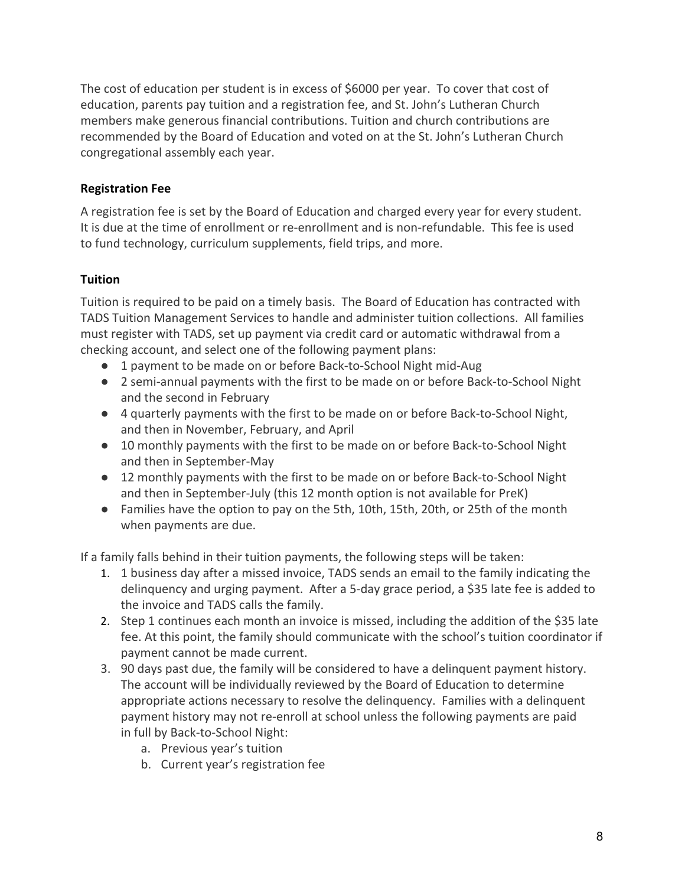The cost of education per student is in excess of $6000 per year. To cover that cost of education, parents pay tuition and a registration fee, and St. John's Lutheran Church members make generous financial contributions. Tuition and church contributions are recommended by the Board of Education and voted on at the St. John's Lutheran Church congregational assembly each year.

### Registration Fee

A registration fee is set by the Board of Education and charged every year for every student. It is due at the time of enrollment or re-enrollment and is non-refundable. This fee is used to fund technology, curriculum supplements, field trips, and more.

### Tuition

Tuition is required to be paid on a timely basis. The Board of Education has contracted with TADS Tuition Management Services to handle and administer tuition collections. All families must register with TADS, set up payment via credit card or automatic withdrawal from a checking account, and select one of the following payment plans:

- 1 payment to be made on or before Back-to-School Night mid-Aug
- 2 semi-annual payments with the first to be made on or before Back-to-School Night and the second in February
- 4 quarterly payments with the first to be made on or before Back-to-School Night, and then in November, February, and April
- 10 monthly payments with the first to be made on or before Back-to-School Night and then in September-May
- 12 monthly payments with the first to be made on or before Back-to-School Night and then in September-July (this 12 month option is not available for PreK)
- Families have the option to pay on the 5th, 10th, 15th, 20th, or 25th of the month when payments are due.

If a family falls behind in their tuition payments, the following steps will be taken:

1. 1 business day after a missed invoice, TADS sends an email to the family indicating the delinquency and urging payment. After a 5-day grace period, a $35 late fee is added to the invoice and TADS calls the family.
2. Step 1 continues each month an invoice is missed, including the addition of the $35 late fee. At this point, the family should communicate with the school's tuition coordinator if payment cannot be made current.
3. 90 days past due, the family will be considered to have a delinquent payment history. The account will be individually reviewed by the Board of Education to determine appropriate actions necessary to resolve the delinquency. Families with a delinquent payment history may not re-enroll at school unless the following payments are paid in full by Back-to-School Night:
    a. Previous year's tuition
    b. Current year's registration fee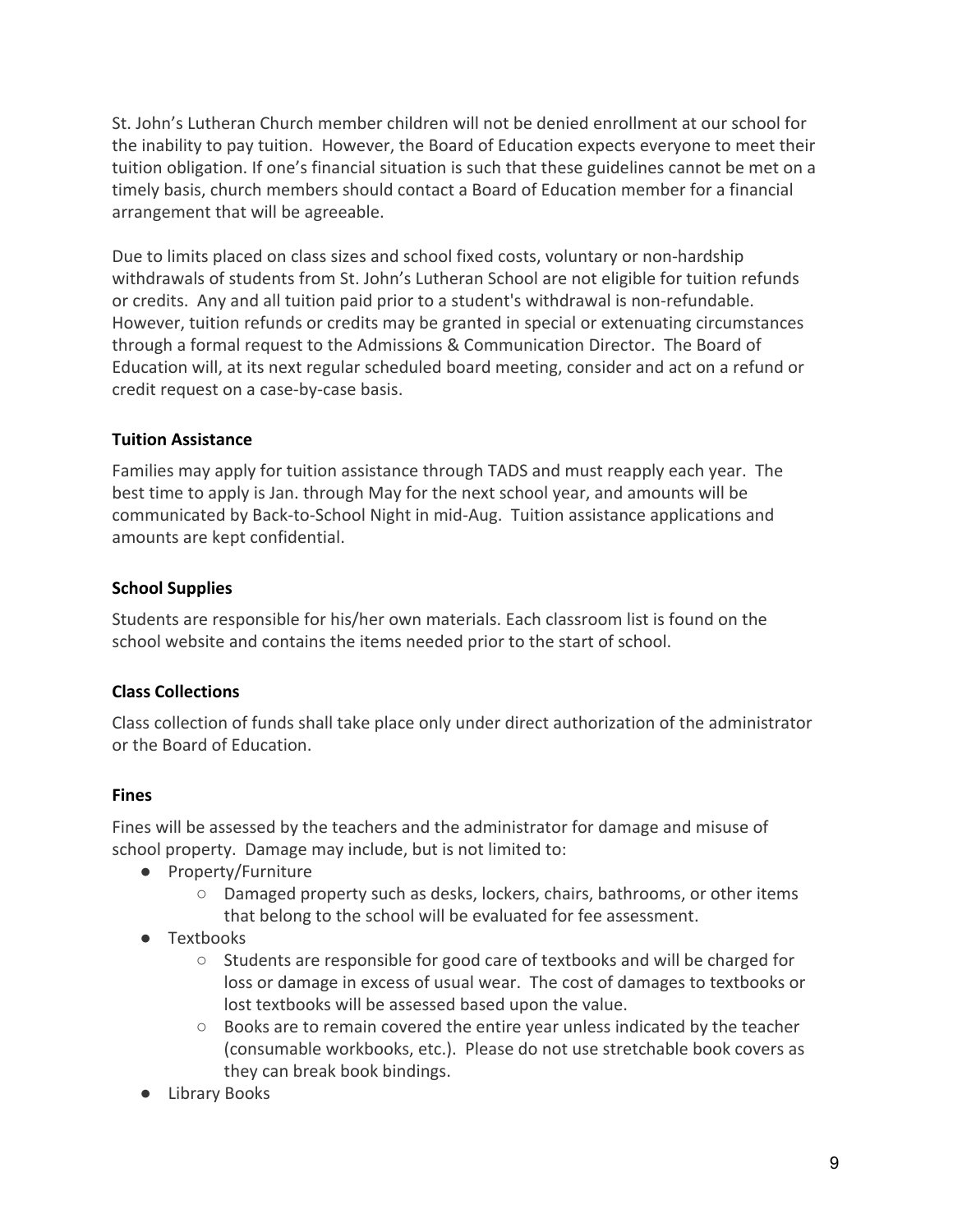St. John's Lutheran Church member children will not be denied enrollment at our school for the inability to pay tuition. However, the Board of Education expects everyone to meet their tuition obligation. If one's financial situation is such that these guidelines cannot be met on a timely basis, church members should contact a Board of Education member for a financial arrangement that will be agreeable.

Due to limits placed on class sizes and school fixed costs, voluntary or non-hardship withdrawals of students from St. John's Lutheran School are not eligible for tuition refunds or credits. Any and all tuition paid prior to a student's withdrawal is non-refundable. However, tuition refunds or credits may be granted in special or extenuating circumstances through a formal request to the Admissions & Communication Director. The Board of Education will, at its next regular scheduled board meeting, consider and act on a refund or credit request on a case-by-case basis.

**Tuition Assistance**

Families may apply for tuition assistance through TADS and must reapply each year. The best time to apply is Jan. through May for the next school year, and amounts will be communicated by Back-to-School Night in mid-Aug. Tuition assistance applications and amounts are kept confidential.

**School Supplies**

Students are responsible for his/her own materials. Each classroom list is found on the school website and contains the items needed prior to the start of school.

**Class Collections**

Class collection of funds shall take place only under direct authorization of the administrator or the Board of Education.

**Fines**

Fines will be assessed by the teachers and the administrator for damage and misuse of school property. Damage may include, but is not limited to:

- Property/Furniture
  - Damaged property such as desks, lockers, chairs, bathrooms, or other items that belong to the school will be evaluated for fee assessment.
- Textbooks
  - Students are responsible for good care of textbooks and will be charged for loss or damage in excess of usual wear. The cost of damages to textbooks or lost textbooks will be assessed based upon the value.
  - Books are to remain covered the entire year unless indicated by the teacher (consumable workbooks, etc.). Please do not use stretchable book covers as they can break book bindings.
- Library Books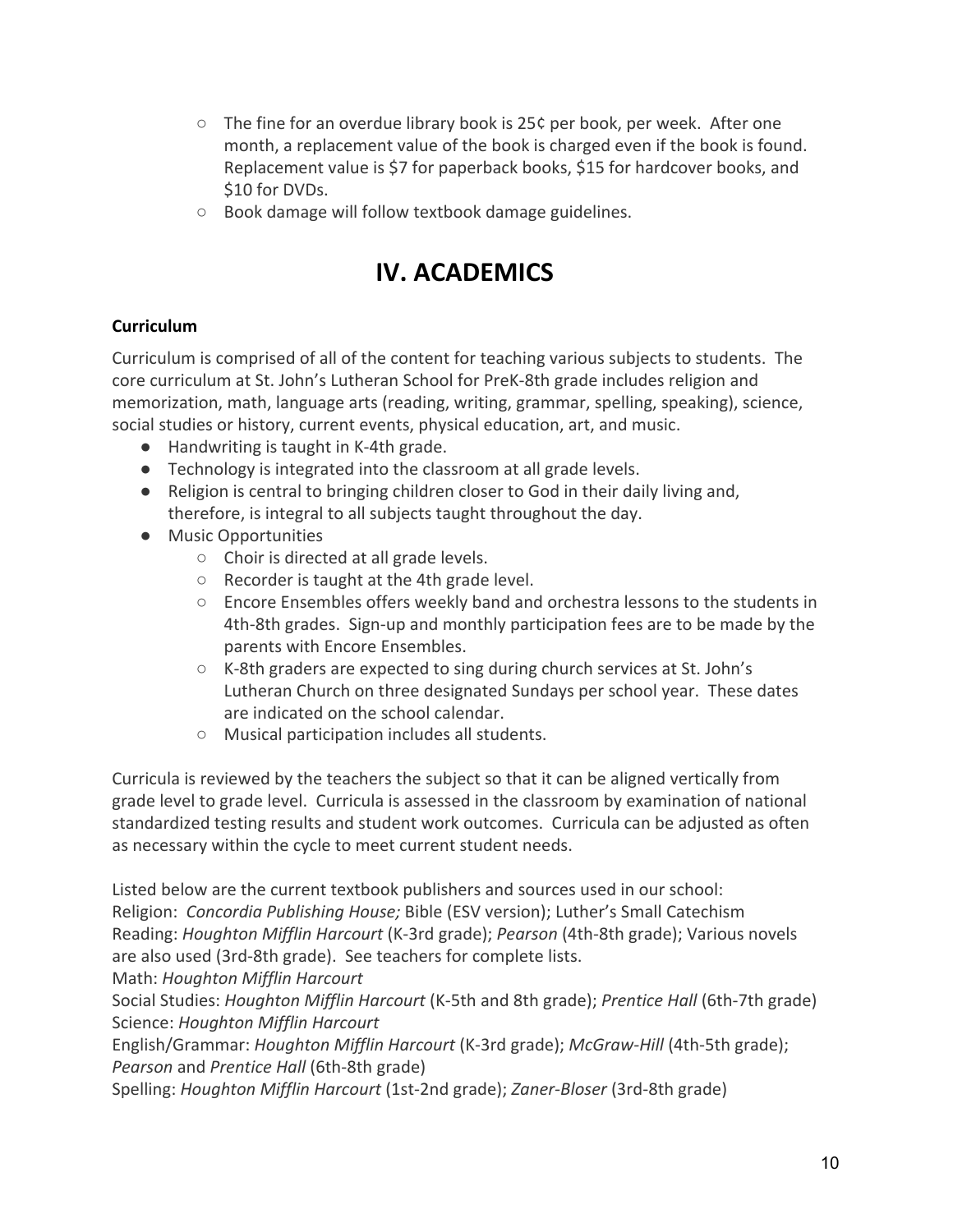- The fine for an overdue library book is 25¢ per book, per week. After one month, a replacement value of the book is charged even if the book is found. Replacement value is $7 for paperback books, $15 for hardcover books, and $10 for DVDs.
- Book damage will follow textbook damage guidelines.

# IV. ACADEMICS

**Curriculum**

Curriculum is comprised of all of the content for teaching various subjects to students. The core curriculum at St. John's Lutheran School for PreK-8th grade includes religion and memorization, math, language arts (reading, writing, grammar, spelling, speaking), science, social studies or history, current events, physical education, art, and music.

- Handwriting is taught in K-4th grade.
- Technology is integrated into the classroom at all grade levels.
- Religion is central to bringing children closer to God in their daily living and, therefore, is integral to all subjects taught throughout the day.
- Music Opportunities
  - Choir is directed at all grade levels.
  - Recorder is taught at the 4th grade level.
  - Encore Ensembles offers weekly band and orchestra lessons to the students in 4th-8th grades. Sign-up and monthly participation fees are to be made by the parents with Encore Ensembles.
  - K-8th graders are expected to sing during church services at St. John's Lutheran Church on three designated Sundays per school year. These dates are indicated on the school calendar.
  - Musical participation includes all students.

Curricula is reviewed by the teachers the subject so that it can be aligned vertically from grade level to grade level. Curricula is assessed in the classroom by examination of national standardized testing results and student work outcomes. Curricula can be adjusted as often as necessary within the cycle to meet current student needs.

Listed below are the current textbook publishers and sources used in our school:
Religion: *Concordia Publishing House;* Bible (ESV version); Luther's Small Catechism
Reading: *Houghton Mifflin Harcourt* (K-3rd grade); *Pearson* (4th-8th grade); Various novels are also used (3rd-8th grade). See teachers for complete lists.
Math: *Houghton Mifflin Harcourt*
Social Studies: *Houghton Mifflin Harcourt* (K-5th and 8th grade); *Prentice Hall* (6th-7th grade)
Science: *Houghton Mifflin Harcourt*
English/Grammar: *Houghton Mifflin Harcourt* (K-3rd grade); *McGraw-Hill* (4th-5th grade); *Pearson* and *Prentice Hall* (6th-8th grade)
Spelling: *Houghton Mifflin Harcourt* (1st-2nd grade); *Zaner-Bloser* (3rd-8th grade)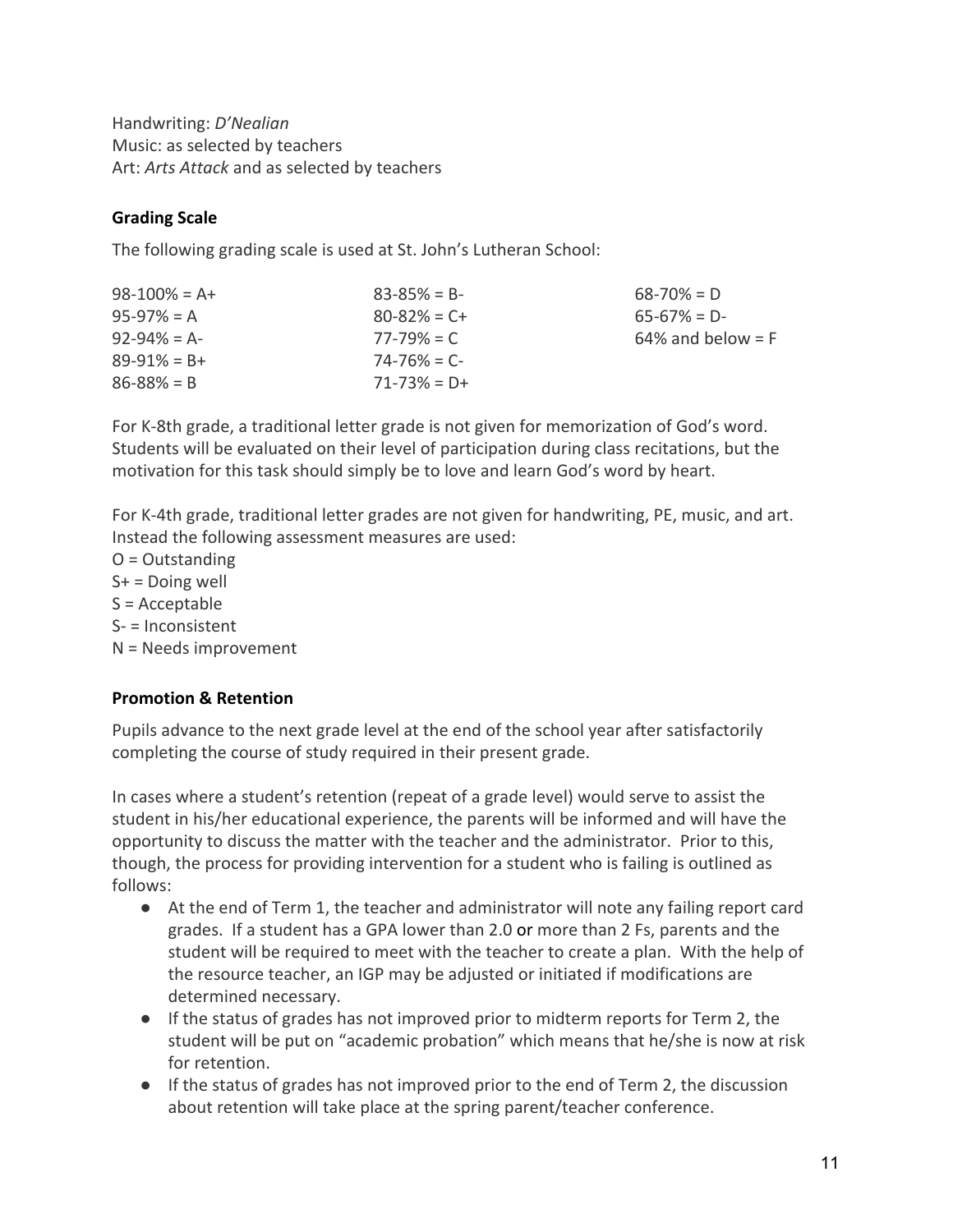Handwriting: *D'Nealian*
Music: as selected by teachers
Art: *Arts Attack* and as selected by teachers

**Grading Scale**

The following grading scale is used at St. John's Lutheran School:

| | | |
|---|---|---|
| 98-100% = A+ | 83-85% = B- | 68-70% = D |
| 95-97% = A | 80-82% = C+ | 65-67% = D- |
| 92-94% = A- | 77-79% = C | 64% and below = F |
| 89-91% = B+ | 74-76% = C- | |
| 86-88% = B | 71-73% = D+ | |

For K-8th grade, a traditional letter grade is not given for memorization of God's word. Students will be evaluated on their level of participation during class recitations, but the motivation for this task should simply be to love and learn God's word by heart.

For K-4th grade, traditional letter grades are not given for handwriting, PE, music, and art. Instead the following assessment measures are used:
O = Outstanding
S+ = Doing well
S = Acceptable
S- = Inconsistent
N = Needs improvement

**Promotion & Retention**

Pupils advance to the next grade level at the end of the school year after satisfactorily completing the course of study required in their present grade.

In cases where a student's retention (repeat of a grade level) would serve to assist the student in his/her educational experience, the parents will be informed and will have the opportunity to discuss the matter with the teacher and the administrator. Prior to this, though, the process for providing intervention for a student who is failing is outlined as follows:

- At the end of Term 1, the teacher and administrator will note any failing report card grades. If a student has a GPA lower than 2.0 or more than 2 Fs, parents and the student will be required to meet with the teacher to create a plan. With the help of the resource teacher, an IGP may be adjusted or initiated if modifications are determined necessary.
- If the status of grades has not improved prior to midterm reports for Term 2, the student will be put on "academic probation" which means that he/she is now at risk for retention.
- If the status of grades has not improved prior to the end of Term 2, the discussion about retention will take place at the spring parent/teacher conference.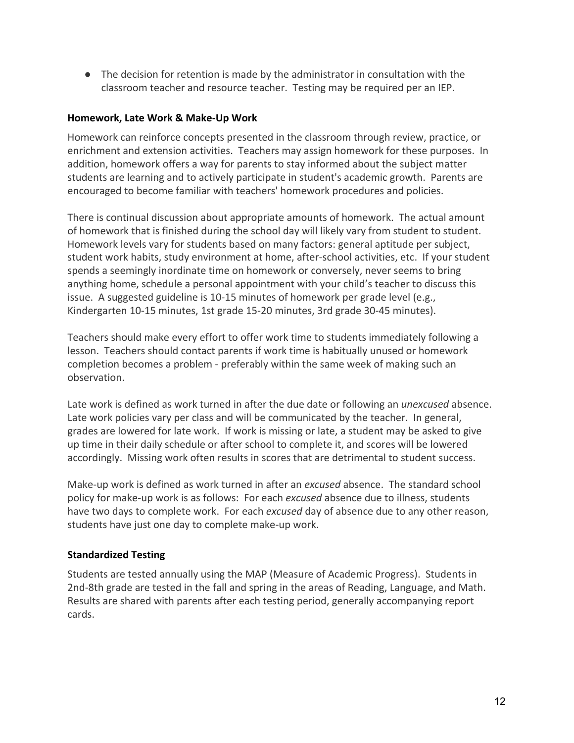- The decision for retention is made by the administrator in consultation with the classroom teacher and resource teacher. Testing may be required per an IEP.

**Homework, Late Work & Make-Up Work**

Homework can reinforce concepts presented in the classroom through review, practice, or enrichment and extension activities. Teachers may assign homework for these purposes. In addition, homework offers a way for parents to stay informed about the subject matter students are learning and to actively participate in student's academic growth. Parents are encouraged to become familiar with teachers' homework procedures and policies.

There is continual discussion about appropriate amounts of homework. The actual amount of homework that is finished during the school day will likely vary from student to student. Homework levels vary for students based on many factors: general aptitude per subject, student work habits, study environment at home, after-school activities, etc. If your student spends a seemingly inordinate time on homework or conversely, never seems to bring anything home, schedule a personal appointment with your child's teacher to discuss this issue. A suggested guideline is 10-15 minutes of homework per grade level (e.g., Kindergarten 10-15 minutes, 1st grade 15-20 minutes, 3rd grade 30-45 minutes).

Teachers should make every effort to offer work time to students immediately following a lesson. Teachers should contact parents if work time is habitually unused or homework completion becomes a problem - preferably within the same week of making such an observation.

Late work is defined as work turned in after the due date or following an *unexcused* absence. Late work policies vary per class and will be communicated by the teacher. In general, grades are lowered for late work. If work is missing or late, a student may be asked to give up time in their daily schedule or after school to complete it, and scores will be lowered accordingly. Missing work often results in scores that are detrimental to student success.

Make-up work is defined as work turned in after an *excused* absence. The standard school policy for make-up work is as follows: For each *excused* absence due to illness, students have two days to complete work. For each *excused* day of absence due to any other reason, students have just one day to complete make-up work.

**Standardized Testing**

Students are tested annually using the MAP (Measure of Academic Progress). Students in 2nd-8th grade are tested in the fall and spring in the areas of Reading, Language, and Math. Results are shared with parents after each testing period, generally accompanying report cards.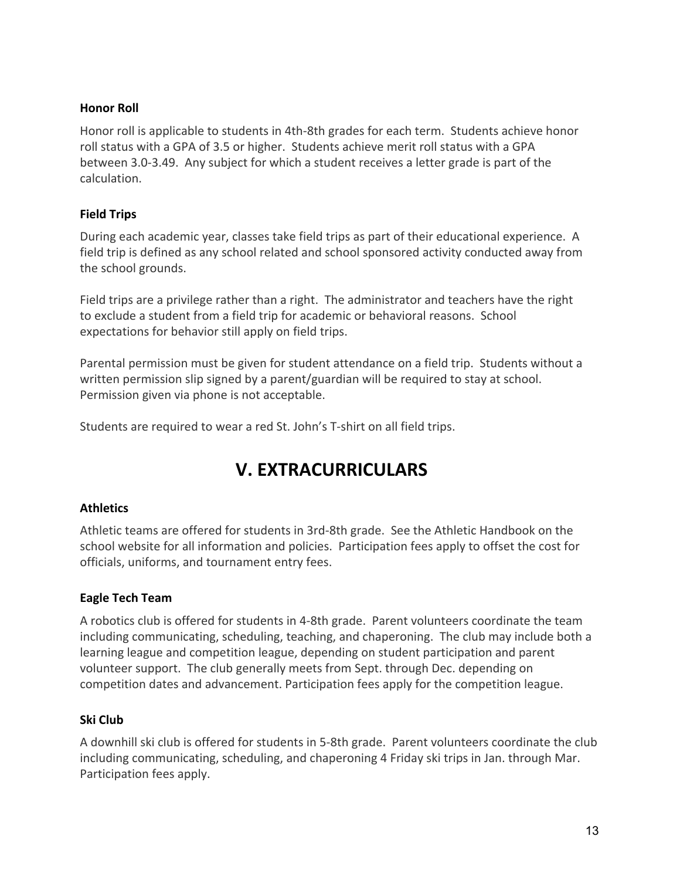### Honor Roll

Honor roll is applicable to students in 4th-8th grades for each term. Students achieve honor roll status with a GPA of 3.5 or higher. Students achieve merit roll status with a GPA between 3.0-3.49. Any subject for which a student receives a letter grade is part of the calculation.

### Field Trips

During each academic year, classes take field trips as part of their educational experience. A field trip is defined as any school related and school sponsored activity conducted away from the school grounds.

Field trips are a privilege rather than a right. The administrator and teachers have the right to exclude a student from a field trip for academic or behavioral reasons. School expectations for behavior still apply on field trips.

Parental permission must be given for student attendance on a field trip. Students without a written permission slip signed by a parent/guardian will be required to stay at school. Permission given via phone is not acceptable.

Students are required to wear a red St. John's T-shirt on all field trips.

## V. EXTRACURRICULARS

### Athletics

Athletic teams are offered for students in 3rd-8th grade. See the Athletic Handbook on the school website for all information and policies. Participation fees apply to offset the cost for officials, uniforms, and tournament entry fees.

### Eagle Tech Team

A robotics club is offered for students in 4-8th grade. Parent volunteers coordinate the team including communicating, scheduling, teaching, and chaperoning. The club may include both a learning league and competition league, depending on student participation and parent volunteer support. The club generally meets from Sept. through Dec. depending on competition dates and advancement. Participation fees apply for the competition league.

### Ski Club

A downhill ski club is offered for students in 5-8th grade. Parent volunteers coordinate the club including communicating, scheduling, and chaperoning 4 Friday ski trips in Jan. through Mar. Participation fees apply.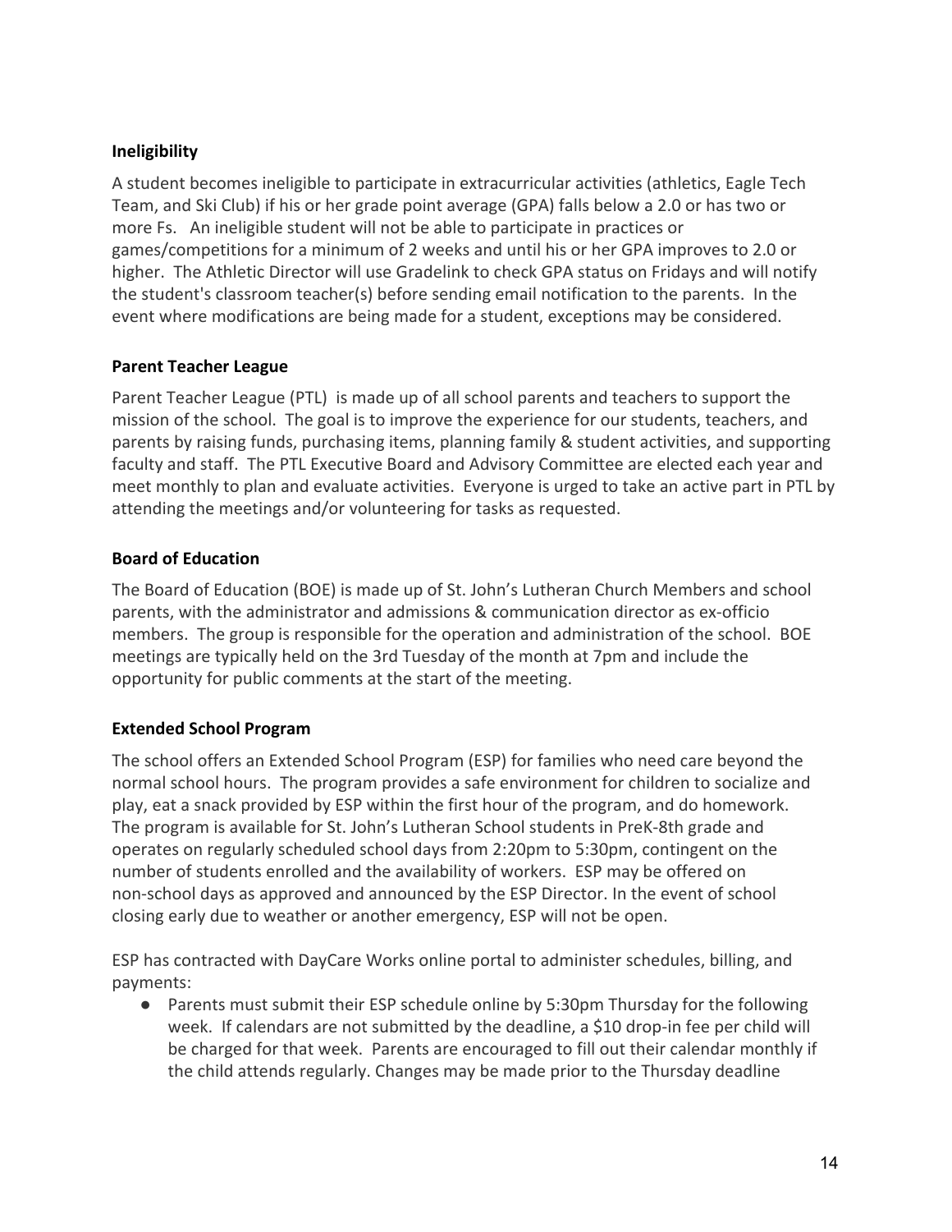### Ineligibility

A student becomes ineligible to participate in extracurricular activities (athletics, Eagle Tech Team, and Ski Club) if his or her grade point average (GPA) falls below a 2.0 or has two or more Fs. An ineligible student will not be able to participate in practices or games/competitions for a minimum of 2 weeks and until his or her GPA improves to 2.0 or higher. The Athletic Director will use Gradelink to check GPA status on Fridays and will notify the student's classroom teacher(s) before sending email notification to the parents. In the event where modifications are being made for a student, exceptions may be considered.

### Parent Teacher League

Parent Teacher League (PTL) is made up of all school parents and teachers to support the mission of the school. The goal is to improve the experience for our students, teachers, and parents by raising funds, purchasing items, planning family & student activities, and supporting faculty and staff. The PTL Executive Board and Advisory Committee are elected each year and meet monthly to plan and evaluate activities. Everyone is urged to take an active part in PTL by attending the meetings and/or volunteering for tasks as requested.

### Board of Education

The Board of Education (BOE) is made up of St. John's Lutheran Church Members and school parents, with the administrator and admissions & communication director as ex-officio members. The group is responsible for the operation and administration of the school. BOE meetings are typically held on the 3rd Tuesday of the month at 7pm and include the opportunity for public comments at the start of the meeting.

### Extended School Program

The school offers an Extended School Program (ESP) for families who need care beyond the normal school hours. The program provides a safe environment for children to socialize and play, eat a snack provided by ESP within the first hour of the program, and do homework. The program is available for St. John's Lutheran School students in PreK-8th grade and operates on regularly scheduled school days from 2:20pm to 5:30pm, contingent on the number of students enrolled and the availability of workers. ESP may be offered on non-school days as approved and announced by the ESP Director. In the event of school closing early due to weather or another emergency, ESP will not be open.

ESP has contracted with DayCare Works online portal to administer schedules, billing, and payments:

- Parents must submit their ESP schedule online by 5:30pm Thursday for the following week. If calendars are not submitted by the deadline, a $10 drop-in fee per child will be charged for that week. Parents are encouraged to fill out their calendar monthly if the child attends regularly. Changes may be made prior to the Thursday deadline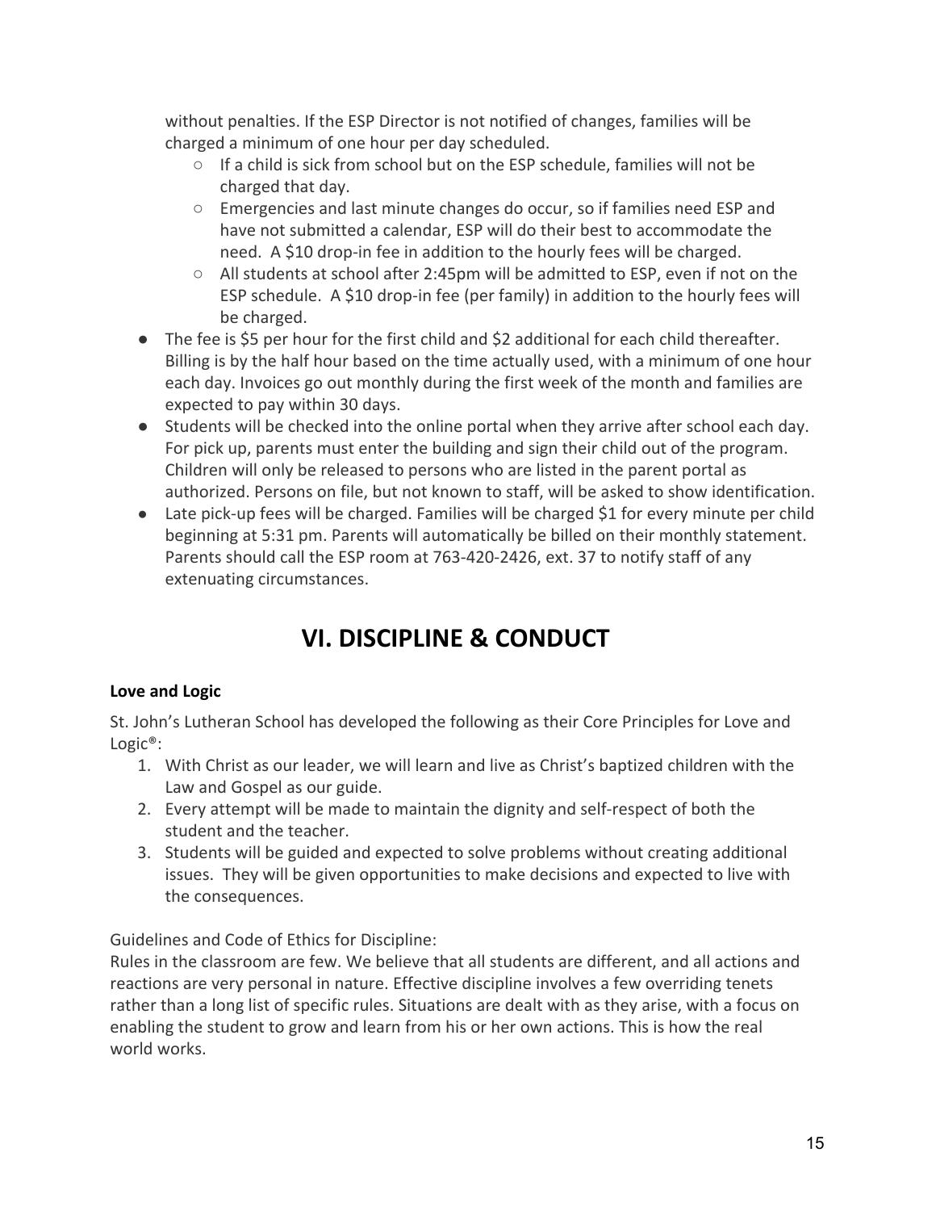without penalties. If the ESP Director is not notified of changes, families will be charged a minimum of one hour per day scheduled.

- If a child is sick from school but on the ESP schedule, families will not be charged that day.
- Emergencies and last minute changes do occur, so if families need ESP and have not submitted a calendar, ESP will do their best to accommodate the need. A $10 drop-in fee in addition to the hourly fees will be charged.
- All students at school after 2:45pm will be admitted to ESP, even if not on the ESP schedule. A $10 drop-in fee (per family) in addition to the hourly fees will be charged.

- The fee is $5 per hour for the first child and $2 additional for each child thereafter. Billing is by the half hour based on the time actually used, with a minimum of one hour each day. Invoices go out monthly during the first week of the month and families are expected to pay within 30 days.
- Students will be checked into the online portal when they arrive after school each day. For pick up, parents must enter the building and sign their child out of the program. Children will only be released to persons who are listed in the parent portal as authorized. Persons on file, but not known to staff, will be asked to show identification.
- Late pick-up fees will be charged. Families will be charged $1 for every minute per child beginning at 5:31 pm. Parents will automatically be billed on their monthly statement. Parents should call the ESP room at 763-420-2426, ext. 37 to notify staff of any extenuating circumstances.

# VI. DISCIPLINE & CONDUCT

**Love and Logic**

St. John's Lutheran School has developed the following as their Core Principles for Love and Logic®:

1. With Christ as our leader, we will learn and live as Christ's baptized children with the Law and Gospel as our guide.
2. Every attempt will be made to maintain the dignity and self-respect of both the student and the teacher.
3. Students will be guided and expected to solve problems without creating additional issues. They will be given opportunities to make decisions and expected to live with the consequences.

Guidelines and Code of Ethics for Discipline:
Rules in the classroom are few. We believe that all students are different, and all actions and reactions are very personal in nature. Effective discipline involves a few overriding tenets rather than a long list of specific rules. Situations are dealt with as they arise, with a focus on enabling the student to grow and learn from his or her own actions. This is how the real world works.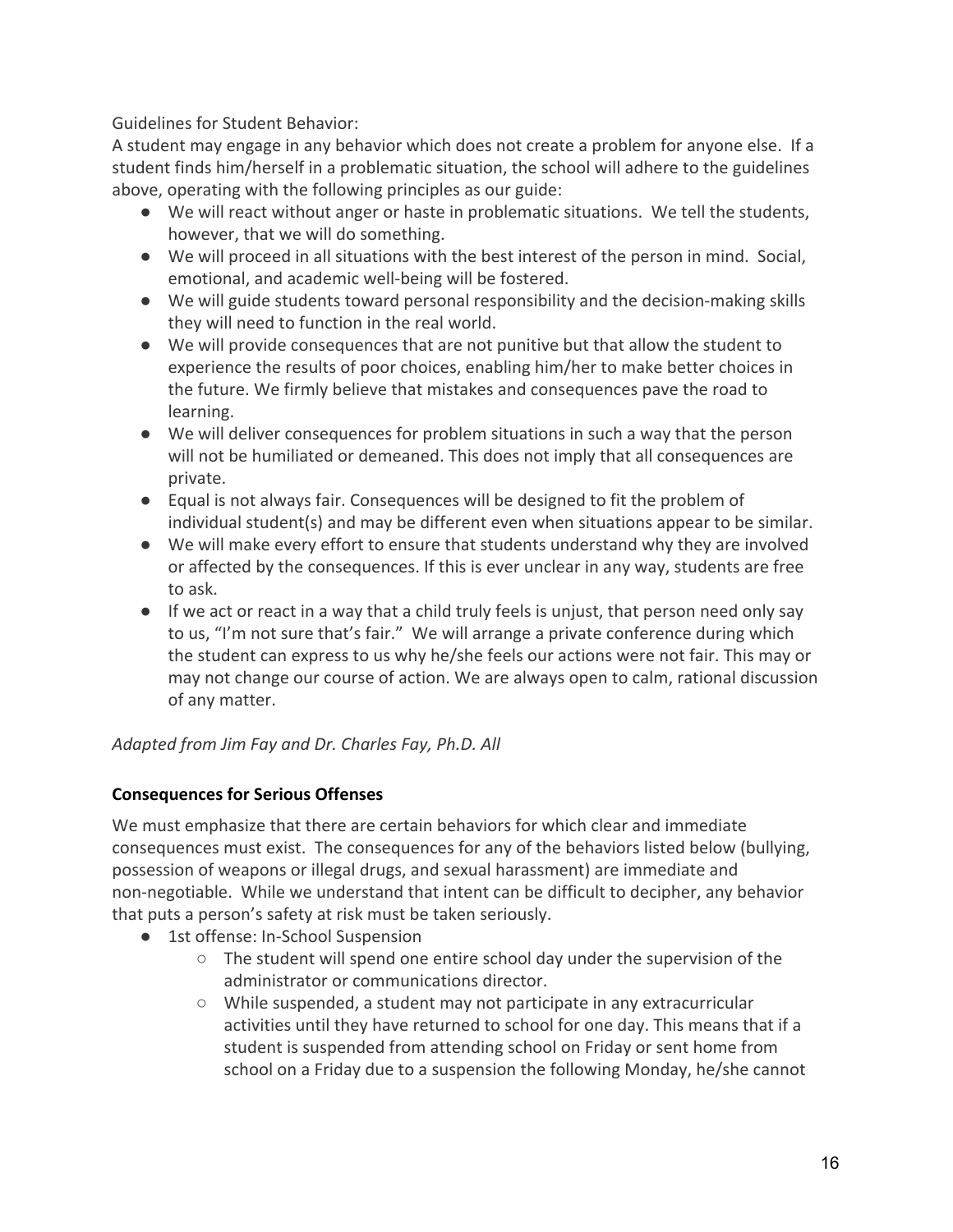Guidelines for Student Behavior:
A student may engage in any behavior which does not create a problem for anyone else. If a student finds him/herself in a problematic situation, the school will adhere to the guidelines above, operating with the following principles as our guide:

- We will react without anger or haste in problematic situations. We tell the students, however, that we will do something.
- We will proceed in all situations with the best interest of the person in mind. Social, emotional, and academic well-being will be fostered.
- We will guide students toward personal responsibility and the decision-making skills they will need to function in the real world.
- We will provide consequences that are not punitive but that allow the student to experience the results of poor choices, enabling him/her to make better choices in the future. We firmly believe that mistakes and consequences pave the road to learning.
- We will deliver consequences for problem situations in such a way that the person will not be humiliated or demeaned. This does not imply that all consequences are private.
- Equal is not always fair. Consequences will be designed to fit the problem of individual student(s) and may be different even when situations appear to be similar.
- We will make every effort to ensure that students understand why they are involved or affected by the consequences. If this is ever unclear in any way, students are free to ask.
- If we act or react in a way that a child truly feels is unjust, that person need only say to us, "I'm not sure that's fair." We will arrange a private conference during which the student can express to us why he/she feels our actions were not fair. This may or may not change our course of action. We are always open to calm, rational discussion of any matter.

*Adapted from Jim Fay and Dr. Charles Fay, Ph.D. All*

**Consequences for Serious Offenses**

We must emphasize that there are certain behaviors for which clear and immediate consequences must exist. The consequences for any of the behaviors listed below (bullying, possession of weapons or illegal drugs, and sexual harassment) are immediate and non-negotiable. While we understand that intent can be difficult to decipher, any behavior that puts a person's safety at risk must be taken seriously.

- 1st offense: In-School Suspension
  - The student will spend one entire school day under the supervision of the administrator or communications director.
  - While suspended, a student may not participate in any extracurricular activities until they have returned to school for one day. This means that if a student is suspended from attending school on Friday or sent home from school on a Friday due to a suspension the following Monday, he/she cannot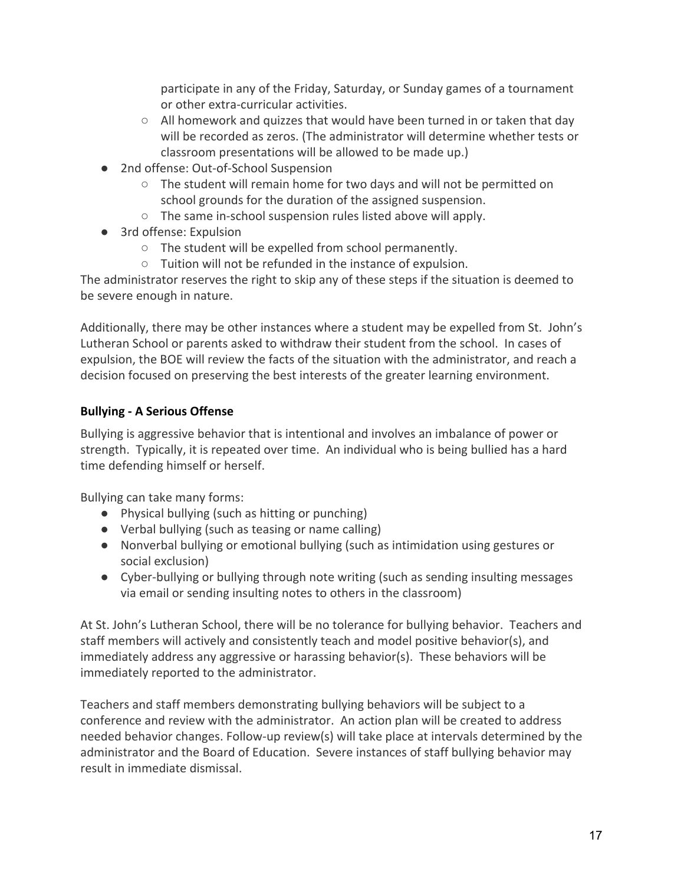participate in any of the Friday, Saturday, or Sunday games of a tournament or other extra-curricular activities.
    - All homework and quizzes that would have been turned in or taken that day will be recorded as zeros. (The administrator will determine whether tests or classroom presentations will be allowed to be made up.)
- 2nd offense: Out-of-School Suspension
    - The student will remain home for two days and will not be permitted on school grounds for the duration of the assigned suspension.
    - The same in-school suspension rules listed above will apply.
- 3rd offense: Expulsion
    - The student will be expelled from school permanently.
    - Tuition will not be refunded in the instance of expulsion.

The administrator reserves the right to skip any of these steps if the situation is deemed to be severe enough in nature.

Additionally, there may be other instances where a student may be expelled from St. John's Lutheran School or parents asked to withdraw their student from the school. In cases of expulsion, the BOE will review the facts of the situation with the administrator, and reach a decision focused on preserving the best interests of the greater learning environment.

**Bullying - A Serious Offense**

Bullying is aggressive behavior that is intentional and involves an imbalance of power or strength. Typically, it is repeated over time. An individual who is being bullied has a hard time defending himself or herself.

Bullying can take many forms:

- Physical bullying (such as hitting or punching)
- Verbal bullying (such as teasing or name calling)
- Nonverbal bullying or emotional bullying (such as intimidation using gestures or social exclusion)
- Cyber-bullying or bullying through note writing (such as sending insulting messages via email or sending insulting notes to others in the classroom)

At St. John's Lutheran School, there will be no tolerance for bullying behavior. Teachers and staff members will actively and consistently teach and model positive behavior(s), and immediately address any aggressive or harassing behavior(s). These behaviors will be immediately reported to the administrator.

Teachers and staff members demonstrating bullying behaviors will be subject to a conference and review with the administrator. An action plan will be created to address needed behavior changes. Follow-up review(s) will take place at intervals determined by the administrator and the Board of Education. Severe instances of staff bullying behavior may result in immediate dismissal.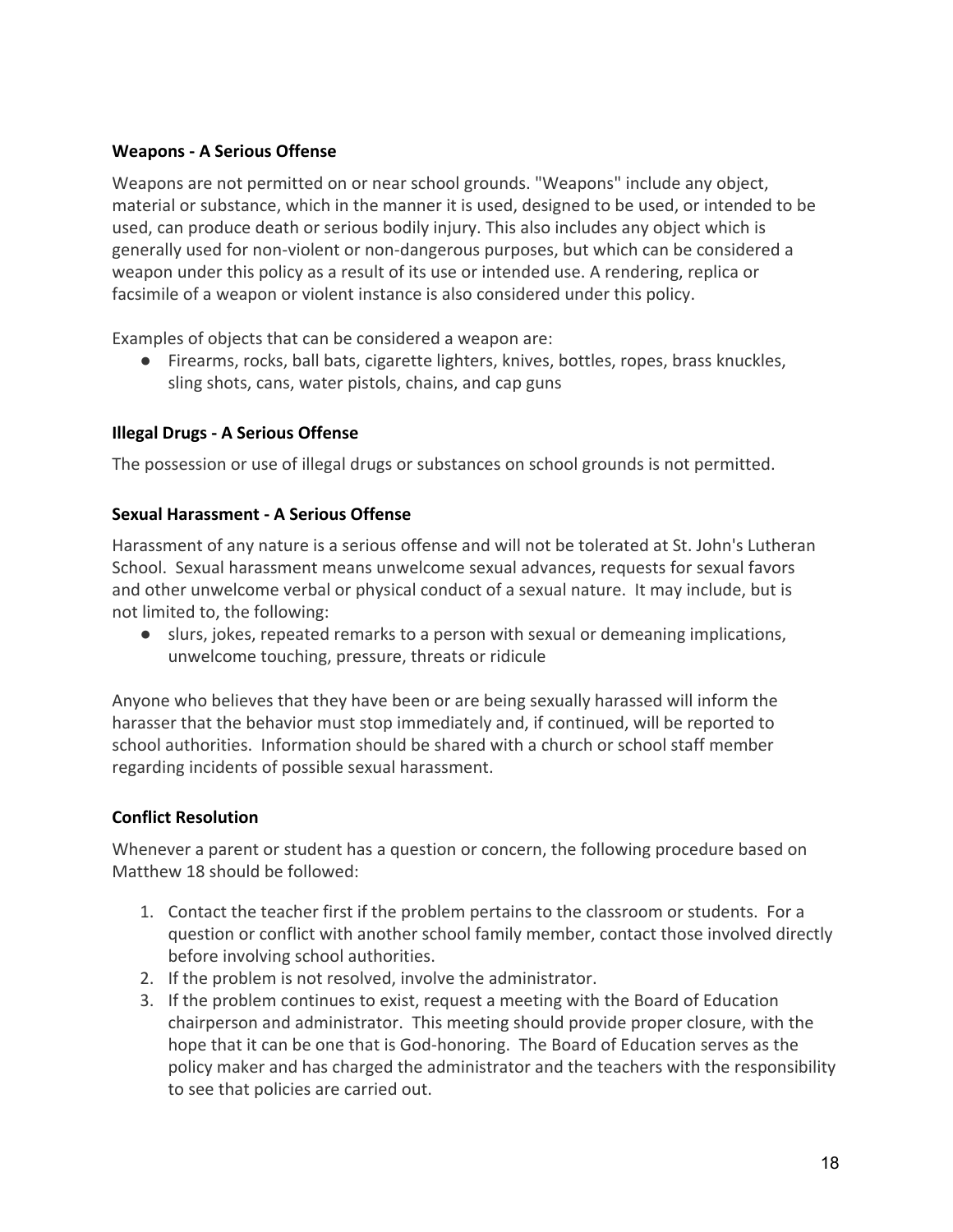**Weapons - A Serious Offense**

Weapons are not permitted on or near school grounds. "Weapons" include any object, material or substance, which in the manner it is used, designed to be used, or intended to be used, can produce death or serious bodily injury. This also includes any object which is generally used for non-violent or non-dangerous purposes, but which can be considered a weapon under this policy as a result of its use or intended use. A rendering, replica or facsimile of a weapon or violent instance is also considered under this policy.

Examples of objects that can be considered a weapon are:

- Firearms, rocks, ball bats, cigarette lighters, knives, bottles, ropes, brass knuckles, sling shots, cans, water pistols, chains, and cap guns

**Illegal Drugs - A Serious Offense**

The possession or use of illegal drugs or substances on school grounds is not permitted.

**Sexual Harassment - A Serious Offense**

Harassment of any nature is a serious offense and will not be tolerated at St. John's Lutheran School. Sexual harassment means unwelcome sexual advances, requests for sexual favors and other unwelcome verbal or physical conduct of a sexual nature. It may include, but is not limited to, the following:

- slurs, jokes, repeated remarks to a person with sexual or demeaning implications, unwelcome touching, pressure, threats or ridicule

Anyone who believes that they have been or are being sexually harassed will inform the harasser that the behavior must stop immediately and, if continued, will be reported to school authorities. Information should be shared with a church or school staff member regarding incidents of possible sexual harassment.

**Conflict Resolution**

Whenever a parent or student has a question or concern, the following procedure based on Matthew 18 should be followed:

1. Contact the teacher first if the problem pertains to the classroom or students. For a question or conflict with another school family member, contact those involved directly before involving school authorities.
2. If the problem is not resolved, involve the administrator.
3. If the problem continues to exist, request a meeting with the Board of Education chairperson and administrator. This meeting should provide proper closure, with the hope that it can be one that is God-honoring. The Board of Education serves as the policy maker and has charged the administrator and the teachers with the responsibility to see that policies are carried out.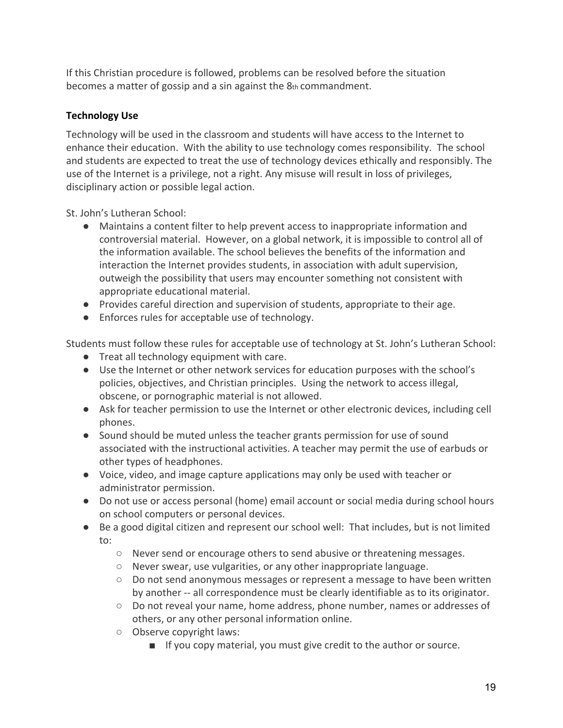If this Christian procedure is followed, problems can be resolved before the situation becomes a matter of gossip and a sin against the 8th commandment.

**Technology Use**

Technology will be used in the classroom and students will have access to the Internet to enhance their education. With the ability to use technology comes responsibility. The school and students are expected to treat the use of technology devices ethically and responsibly. The use of the Internet is a privilege, not a right. Any misuse will result in loss of privileges, disciplinary action or possible legal action.

St. John's Lutheran School:

- Maintains a content filter to help prevent access to inappropriate information and controversial material. However, on a global network, it is impossible to control all of the information available. The school believes the benefits of the information and interaction the Internet provides students, in association with adult supervision, outweigh the possibility that users may encounter something not consistent with appropriate educational material.
- Provides careful direction and supervision of students, appropriate to their age.
- Enforces rules for acceptable use of technology.

Students must follow these rules for acceptable use of technology at St. John's Lutheran School:

- Treat all technology equipment with care.
- Use the Internet or other network services for education purposes with the school's policies, objectives, and Christian principles. Using the network to access illegal, obscene, or pornographic material is not allowed.
- Ask for teacher permission to use the Internet or other electronic devices, including cell phones.
- Sound should be muted unless the teacher grants permission for use of sound associated with the instructional activities. A teacher may permit the use of earbuds or other types of headphones.
- Voice, video, and image capture applications may only be used with teacher or administrator permission.
- Do not use or access personal (home) email account or social media during school hours on school computers or personal devices.
- Be a good digital citizen and represent our school well: That includes, but is not limited to:
  - Never send or encourage others to send abusive or threatening messages.
  - Never swear, use vulgarities, or any other inappropriate language.
  - Do not send anonymous messages or represent a message to have been written by another -- all correspondence must be clearly identifiable as to its originator.
  - Do not reveal your name, home address, phone number, names or addresses of others, or any other personal information online.
  - Observe copyright laws:
    - If you copy material, you must give credit to the author or source.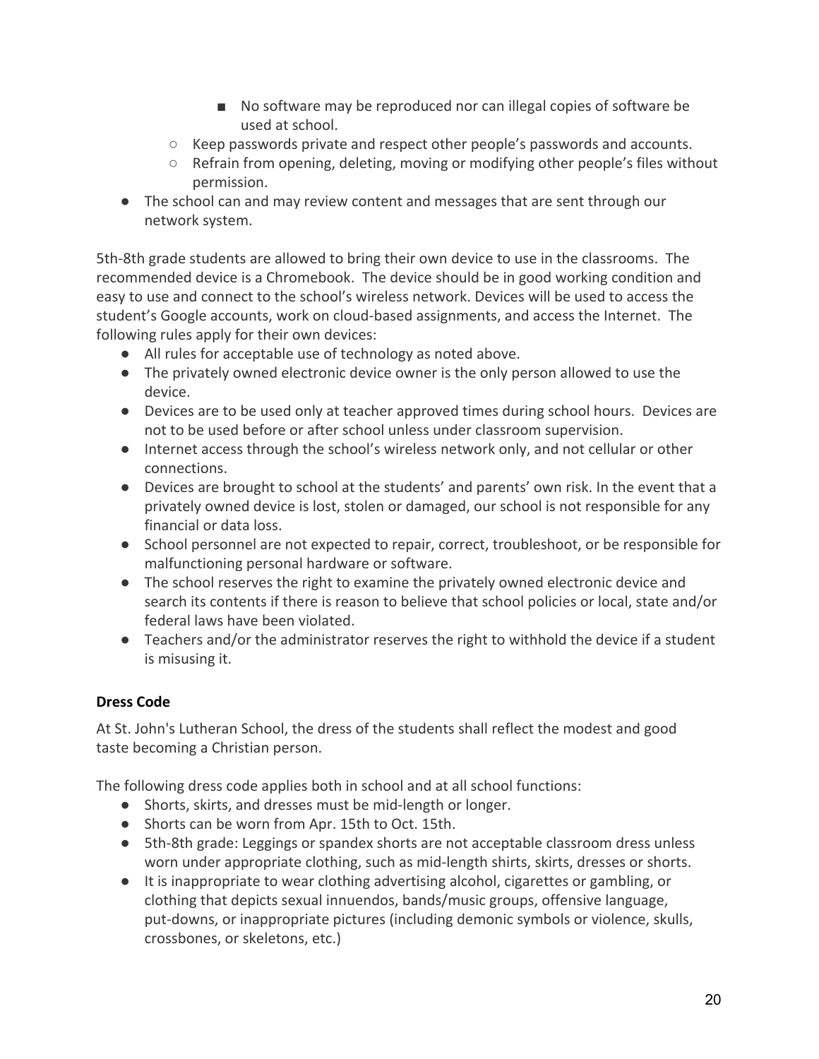- No software may be reproduced nor can illegal copies of software be used at school.
    - Keep passwords private and respect other people's passwords and accounts.
    - Refrain from opening, deleting, moving or modifying other people's files without permission.
- The school can and may review content and messages that are sent through our network system.

5th-8th grade students are allowed to bring their own device to use in the classrooms. The recommended device is a Chromebook. The device should be in good working condition and easy to use and connect to the school's wireless network. Devices will be used to access the student's Google accounts, work on cloud-based assignments, and access the Internet. The following rules apply for their own devices:

- All rules for acceptable use of technology as noted above.
- The privately owned electronic device owner is the only person allowed to use the device.
- Devices are to be used only at teacher approved times during school hours. Devices are not to be used before or after school unless under classroom supervision.
- Internet access through the school's wireless network only, and not cellular or other connections.
- Devices are brought to school at the students' and parents' own risk. In the event that a privately owned device is lost, stolen or damaged, our school is not responsible for any financial or data loss.
- School personnel are not expected to repair, correct, troubleshoot, or be responsible for malfunctioning personal hardware or software.
- The school reserves the right to examine the privately owned electronic device and search its contents if there is reason to believe that school policies or local, state and/or federal laws have been violated.
- Teachers and/or the administrator reserves the right to withhold the device if a student is misusing it.

**Dress Code**

At St. John's Lutheran School, the dress of the students shall reflect the modest and good taste becoming a Christian person.

The following dress code applies both in school and at all school functions:

- Shorts, skirts, and dresses must be mid-length or longer.
- Shorts can be worn from Apr. 15th to Oct. 15th.
- 5th-8th grade: Leggings or spandex shorts are not acceptable classroom dress unless worn under appropriate clothing, such as mid-length shirts, skirts, dresses or shorts.
- It is inappropriate to wear clothing advertising alcohol, cigarettes or gambling, or clothing that depicts sexual innuendos, bands/music groups, offensive language, put-downs, or inappropriate pictures (including demonic symbols or violence, skulls, crossbones, or skeletons, etc.)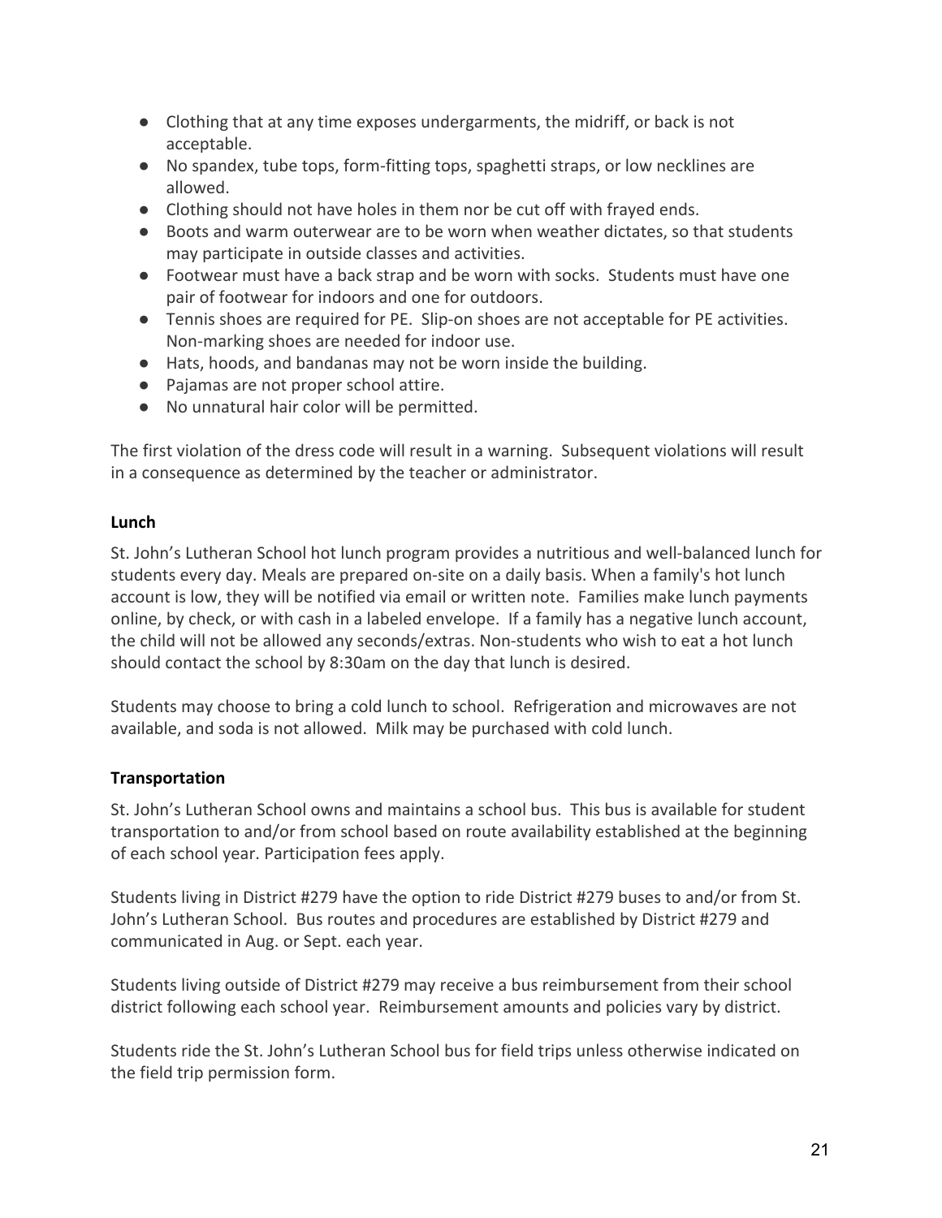- Clothing that at any time exposes undergarments, the midriff, or back is not acceptable.
- No spandex, tube tops, form-fitting tops, spaghetti straps, or low necklines are allowed.
- Clothing should not have holes in them nor be cut off with frayed ends.
- Boots and warm outerwear are to be worn when weather dictates, so that students may participate in outside classes and activities.
- Footwear must have a back strap and be worn with socks. Students must have one pair of footwear for indoors and one for outdoors.
- Tennis shoes are required for PE. Slip-on shoes are not acceptable for PE activities. Non-marking shoes are needed for indoor use.
- Hats, hoods, and bandanas may not be worn inside the building.
- Pajamas are not proper school attire.
- No unnatural hair color will be permitted.

The first violation of the dress code will result in a warning. Subsequent violations will result in a consequence as determined by the teacher or administrator.

**Lunch**

St. John's Lutheran School hot lunch program provides a nutritious and well-balanced lunch for students every day. Meals are prepared on-site on a daily basis. When a family's hot lunch account is low, they will be notified via email or written note. Families make lunch payments online, by check, or with cash in a labeled envelope. If a family has a negative lunch account, the child will not be allowed any seconds/extras. Non-students who wish to eat a hot lunch should contact the school by 8:30am on the day that lunch is desired.

Students may choose to bring a cold lunch to school. Refrigeration and microwaves are not available, and soda is not allowed. Milk may be purchased with cold lunch.

**Transportation**

St. John's Lutheran School owns and maintains a school bus. This bus is available for student transportation to and/or from school based on route availability established at the beginning of each school year. Participation fees apply.

Students living in District #279 have the option to ride District #279 buses to and/or from St. John's Lutheran School. Bus routes and procedures are established by District #279 and communicated in Aug. or Sept. each year.

Students living outside of District #279 may receive a bus reimbursement from their school district following each school year. Reimbursement amounts and policies vary by district.

Students ride the St. John's Lutheran School bus for field trips unless otherwise indicated on the field trip permission form.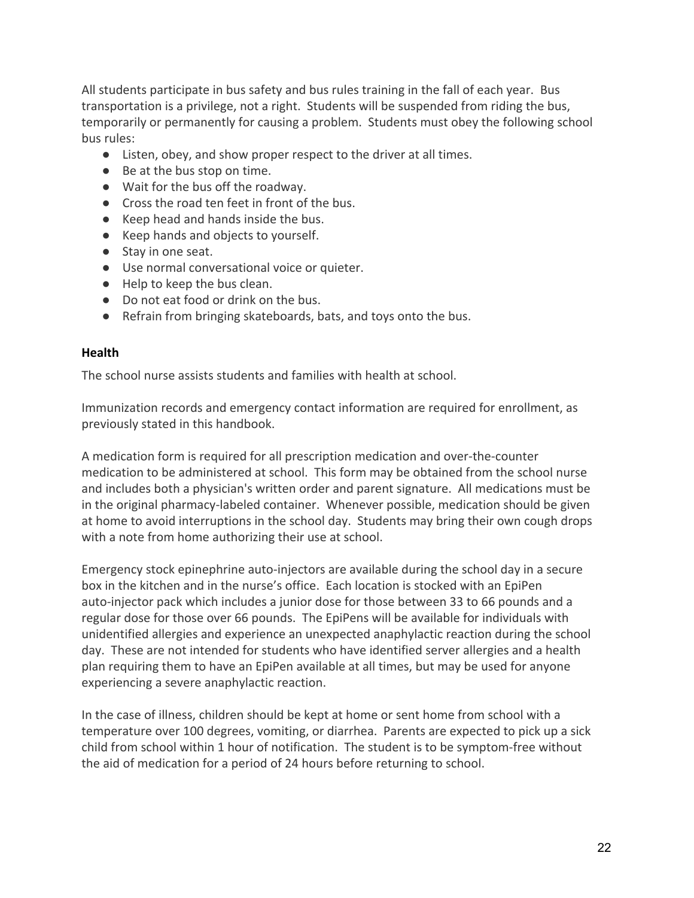All students participate in bus safety and bus rules training in the fall of each year. Bus transportation is a privilege, not a right. Students will be suspended from riding the bus, temporarily or permanently for causing a problem. Students must obey the following school bus rules:

- Listen, obey, and show proper respect to the driver at all times.
- Be at the bus stop on time.
- Wait for the bus off the roadway.
- Cross the road ten feet in front of the bus.
- Keep head and hands inside the bus.
- Keep hands and objects to yourself.
- Stay in one seat.
- Use normal conversational voice or quieter.
- Help to keep the bus clean.
- Do not eat food or drink on the bus.
- Refrain from bringing skateboards, bats, and toys onto the bus.

**Health**

The school nurse assists students and families with health at school.

Immunization records and emergency contact information are required for enrollment, as previously stated in this handbook.

A medication form is required for all prescription medication and over-the-counter medication to be administered at school. This form may be obtained from the school nurse and includes both a physician's written order and parent signature. All medications must be in the original pharmacy-labeled container. Whenever possible, medication should be given at home to avoid interruptions in the school day. Students may bring their own cough drops with a note from home authorizing their use at school.

Emergency stock epinephrine auto-injectors are available during the school day in a secure box in the kitchen and in the nurse's office. Each location is stocked with an EpiPen auto-injector pack which includes a junior dose for those between 33 to 66 pounds and a regular dose for those over 66 pounds. The EpiPens will be available for individuals with unidentified allergies and experience an unexpected anaphylactic reaction during the school day. These are not intended for students who have identified server allergies and a health plan requiring them to have an EpiPen available at all times, but may be used for anyone experiencing a severe anaphylactic reaction.

In the case of illness, children should be kept at home or sent home from school with a temperature over 100 degrees, vomiting, or diarrhea. Parents are expected to pick up a sick child from school within 1 hour of notification. The student is to be symptom-free without the aid of medication for a period of 24 hours before returning to school.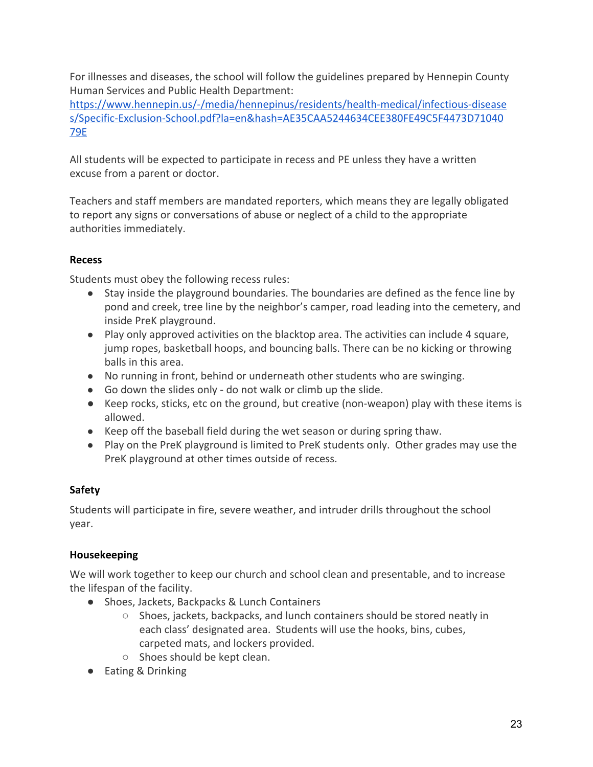For illnesses and diseases, the school will follow the guidelines prepared by Hennepin County Human Services and Public Health Department: [https://www.hennepin.us/-/media/hennepinus/residents/health-medical/infectious-diseases/Specific-Exclusion-School.pdf?la=en&hash=AE35CAA5244634CEE380FE49C5F4473D7104079E](https://www.hennepin.us/-/media/hennepinus/residents/health-medical/infectious-diseases/Specific-Exclusion-School.pdf?la=en&hash=AE35CAA5244634CEE380FE49C5F4473D7104079E)

All students will be expected to participate in recess and PE unless they have a written excuse from a parent or doctor.

Teachers and staff members are mandated reporters, which means they are legally obligated to report any signs or conversations of abuse or neglect of a child to the appropriate authorities immediately.

**Recess**

Students must obey the following recess rules:

- Stay inside the playground boundaries. The boundaries are defined as the fence line by pond and creek, tree line by the neighbor's camper, road leading into the cemetery, and inside PreK playground.
- Play only approved activities on the blacktop area. The activities can include 4 square, jump ropes, basketball hoops, and bouncing balls. There can be no kicking or throwing balls in this area.
- No running in front, behind or underneath other students who are swinging.
- Go down the slides only - do not walk or climb up the slide.
- Keep rocks, sticks, etc on the ground, but creative (non-weapon) play with these items is allowed.
- Keep off the baseball field during the wet season or during spring thaw.
- Play on the PreK playground is limited to PreK students only. Other grades may use the PreK playground at other times outside of recess.

**Safety**

Students will participate in fire, severe weather, and intruder drills throughout the school year.

**Housekeeping**

We will work together to keep our church and school clean and presentable, and to increase the lifespan of the facility.

- Shoes, Jackets, Backpacks & Lunch Containers
  - Shoes, jackets, backpacks, and lunch containers should be stored neatly in each class' designated area. Students will use the hooks, bins, cubes, carpeted mats, and lockers provided.
  - Shoes should be kept clean.
- Eating & Drinking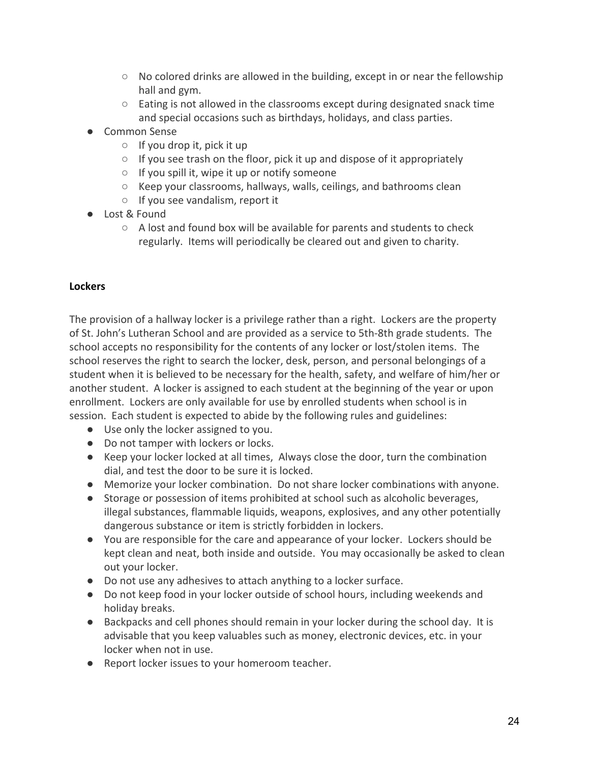- No colored drinks are allowed in the building, except in or near the fellowship hall and gym.
- Eating is not allowed in the classrooms except during designated snack time and special occasions such as birthdays, holidays, and class parties.

- Common Sense
  - If you drop it, pick it up
  - If you see trash on the floor, pick it up and dispose of it appropriately
  - If you spill it, wipe it up or notify someone
  - Keep your classrooms, hallways, walls, ceilings, and bathrooms clean
  - If you see vandalism, report it
- Lost & Found
  - A lost and found box will be available for parents and students to check regularly. Items will periodically be cleared out and given to charity.

### Lockers

The provision of a hallway locker is a privilege rather than a right. Lockers are the property of St. John's Lutheran School and are provided as a service to 5th-8th grade students. The school accepts no responsibility for the contents of any locker or lost/stolen items. The school reserves the right to search the locker, desk, person, and personal belongings of a student when it is believed to be necessary for the health, safety, and welfare of him/her or another student. A locker is assigned to each student at the beginning of the year or upon enrollment. Lockers are only available for use by enrolled students when school is in session. Each student is expected to abide by the following rules and guidelines:

- Use only the locker assigned to you.
- Do not tamper with lockers or locks.
- Keep your locker locked at all times, Always close the door, turn the combination dial, and test the door to be sure it is locked.
- Memorize your locker combination. Do not share locker combinations with anyone.
- Storage or possession of items prohibited at school such as alcoholic beverages, illegal substances, flammable liquids, weapons, explosives, and any other potentially dangerous substance or item is strictly forbidden in lockers.
- You are responsible for the care and appearance of your locker. Lockers should be kept clean and neat, both inside and outside. You may occasionally be asked to clean out your locker.
- Do not use any adhesives to attach anything to a locker surface.
- Do not keep food in your locker outside of school hours, including weekends and holiday breaks.
- Backpacks and cell phones should remain in your locker during the school day. It is advisable that you keep valuables such as money, electronic devices, etc. in your locker when not in use.
- Report locker issues to your homeroom teacher.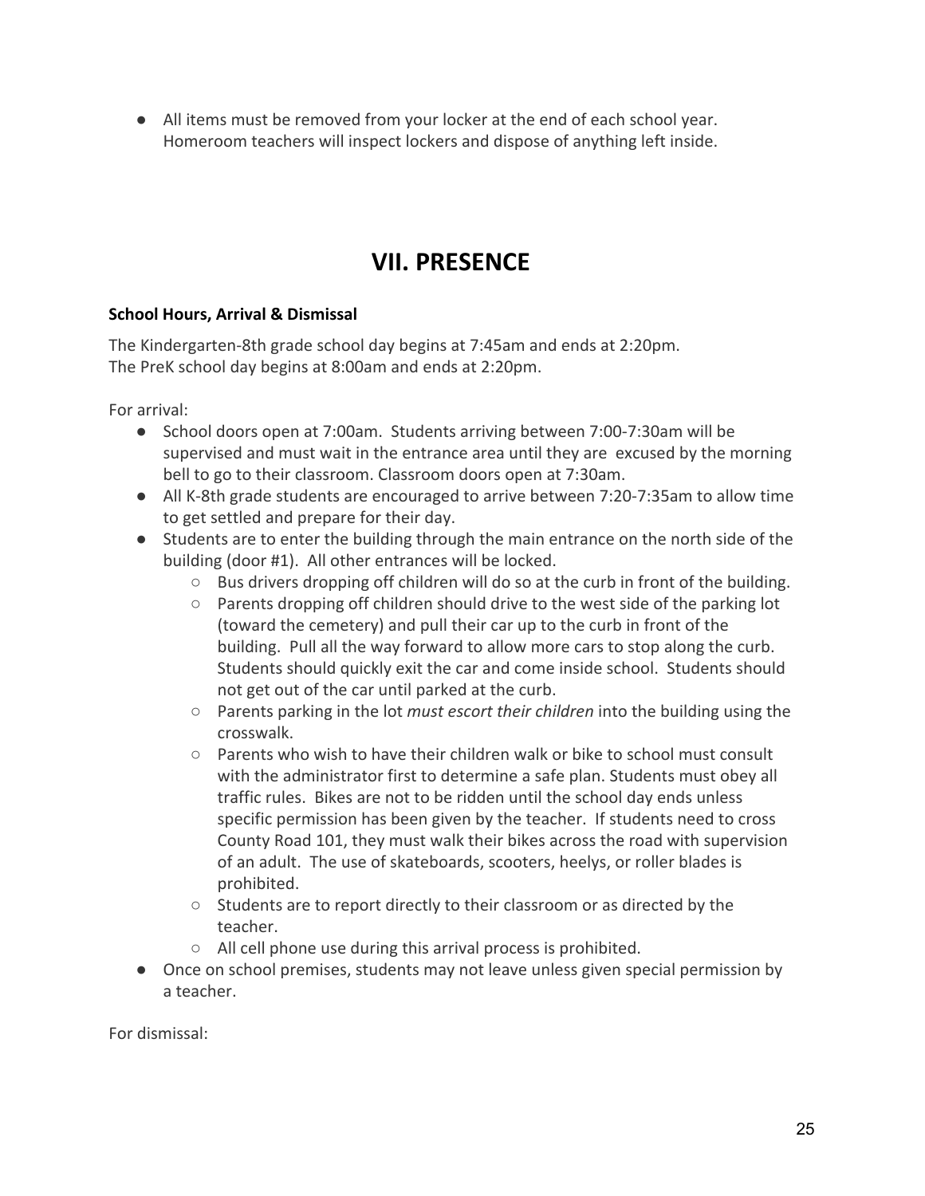- All items must be removed from your locker at the end of each school year. Homeroom teachers will inspect lockers and dispose of anything left inside.

# VII. PRESENCE

**School Hours, Arrival & Dismissal**

The Kindergarten-8th grade school day begins at 7:45am and ends at 2:20pm.
The PreK school day begins at 8:00am and ends at 2:20pm.

For arrival:

- School doors open at 7:00am. Students arriving between 7:00-7:30am will be supervised and must wait in the entrance area until they are excused by the morning bell to go to their classroom. Classroom doors open at 7:30am.
- All K-8th grade students are encouraged to arrive between 7:20-7:35am to allow time to get settled and prepare for their day.
- Students are to enter the building through the main entrance on the north side of the building (door #1). All other entrances will be locked.
    - Bus drivers dropping off children will do so at the curb in front of the building.
    - Parents dropping off children should drive to the west side of the parking lot (toward the cemetery) and pull their car up to the curb in front of the building. Pull all the way forward to allow more cars to stop along the curb. Students should quickly exit the car and come inside school. Students should not get out of the car until parked at the curb.
    - Parents parking in the lot *must escort their children* into the building using the crosswalk.
    - Parents who wish to have their children walk or bike to school must consult with the administrator first to determine a safe plan. Students must obey all traffic rules. Bikes are not to be ridden until the school day ends unless specific permission has been given by the teacher. If students need to cross County Road 101, they must walk their bikes across the road with supervision of an adult. The use of skateboards, scooters, heelys, or roller blades is prohibited.
    - Students are to report directly to their classroom or as directed by the teacher.
    - All cell phone use during this arrival process is prohibited.
- Once on school premises, students may not leave unless given special permission by a teacher.

For dismissal: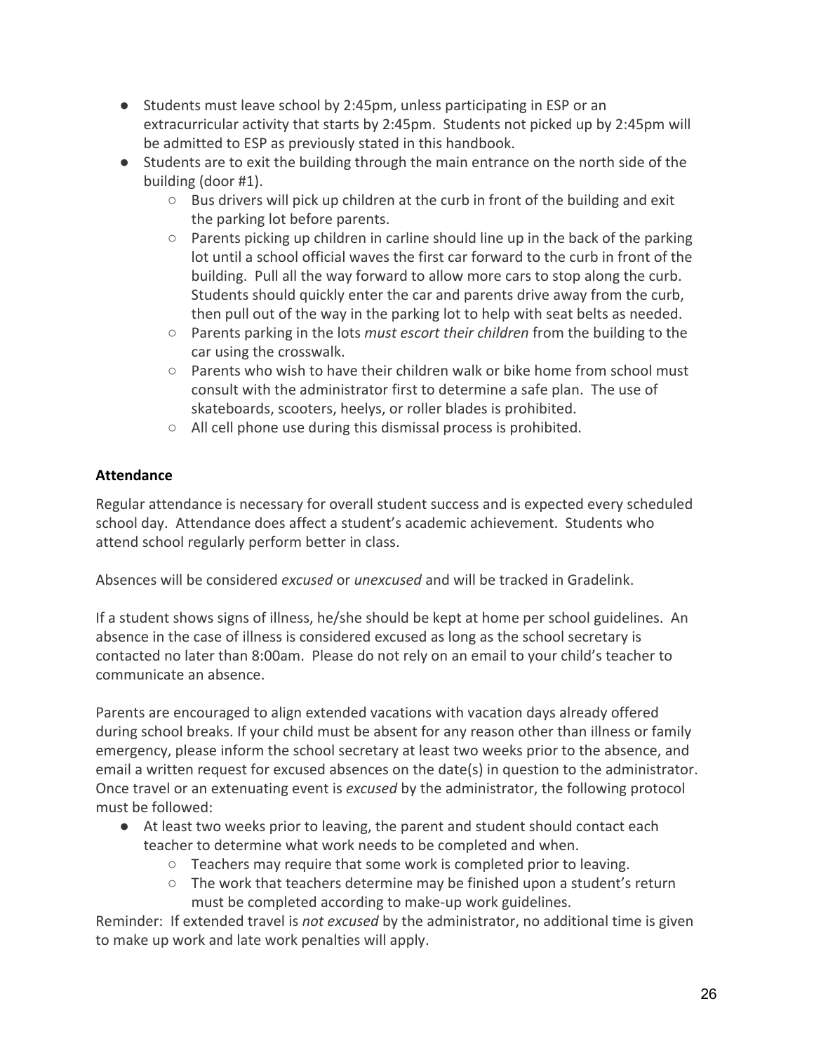- Students must leave school by 2:45pm, unless participating in ESP or an extracurricular activity that starts by 2:45pm. Students not picked up by 2:45pm will be admitted to ESP as previously stated in this handbook.
- Students are to exit the building through the main entrance on the north side of the building (door #1).
  - Bus drivers will pick up children at the curb in front of the building and exit the parking lot before parents.
  - Parents picking up children in carline should line up in the back of the parking lot until a school official waves the first car forward to the curb in front of the building. Pull all the way forward to allow more cars to stop along the curb. Students should quickly enter the car and parents drive away from the curb, then pull out of the way in the parking lot to help with seat belts as needed.
  - Parents parking in the lots *must escort their children* from the building to the car using the crosswalk.
  - Parents who wish to have their children walk or bike home from school must consult with the administrator first to determine a safe plan. The use of skateboards, scooters, heelys, or roller blades is prohibited.
  - All cell phone use during this dismissal process is prohibited.

**Attendance**

Regular attendance is necessary for overall student success and is expected every scheduled school day. Attendance does affect a student's academic achievement. Students who attend school regularly perform better in class.

Absences will be considered *excused* or *unexcused* and will be tracked in Gradelink.

If a student shows signs of illness, he/she should be kept at home per school guidelines. An absence in the case of illness is considered excused as long as the school secretary is contacted no later than 8:00am. Please do not rely on an email to your child's teacher to communicate an absence.

Parents are encouraged to align extended vacations with vacation days already offered during school breaks. If your child must be absent for any reason other than illness or family emergency, please inform the school secretary at least two weeks prior to the absence, and email a written request for excused absences on the date(s) in question to the administrator. Once travel or an extenuating event is *excused* by the administrator, the following protocol must be followed:

- At least two weeks prior to leaving, the parent and student should contact each teacher to determine what work needs to be completed and when.
  - Teachers may require that some work is completed prior to leaving.
  - The work that teachers determine may be finished upon a student's return must be completed according to make-up work guidelines.

Reminder: If extended travel is *not excused* by the administrator, no additional time is given to make up work and late work penalties will apply.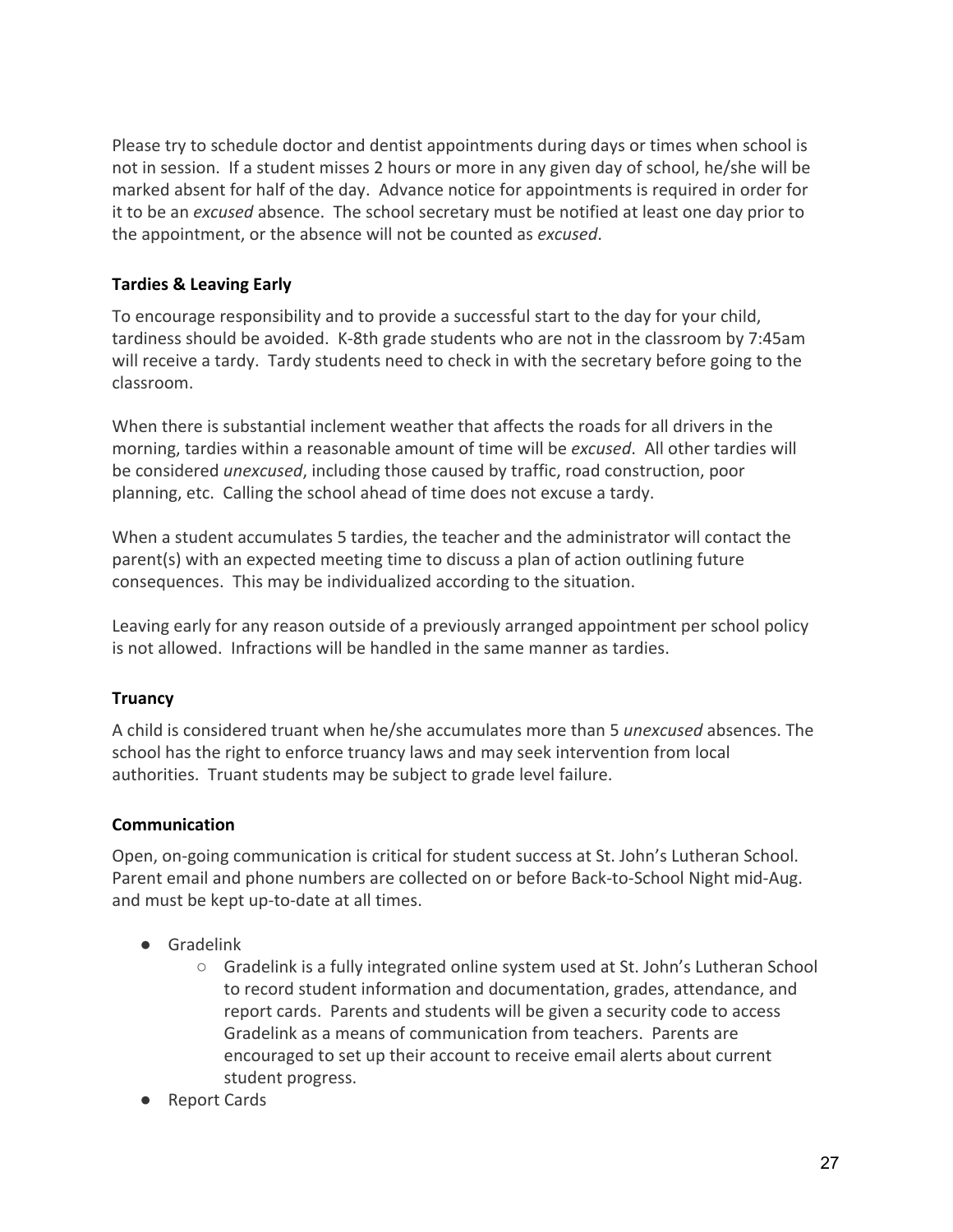Please try to schedule doctor and dentist appointments during days or times when school is not in session. If a student misses 2 hours or more in any given day of school, he/she will be marked absent for half of the day. Advance notice for appointments is required in order for it to be an *excused* absence. The school secretary must be notified at least one day prior to the appointment, or the absence will not be counted as *excused*.

### Tardies & Leaving Early

To encourage responsibility and to provide a successful start to the day for your child, tardiness should be avoided. K-8th grade students who are not in the classroom by 7:45am will receive a tardy. Tardy students need to check in with the secretary before going to the classroom.

When there is substantial inclement weather that affects the roads for all drivers in the morning, tardies within a reasonable amount of time will be *excused*. All other tardies will be considered *unexcused*, including those caused by traffic, road construction, poor planning, etc. Calling the school ahead of time does not excuse a tardy.

When a student accumulates 5 tardies, the teacher and the administrator will contact the parent(s) with an expected meeting time to discuss a plan of action outlining future consequences. This may be individualized according to the situation.

Leaving early for any reason outside of a previously arranged appointment per school policy is not allowed. Infractions will be handled in the same manner as tardies.

### Truancy

A child is considered truant when he/she accumulates more than 5 *unexcused* absences. The school has the right to enforce truancy laws and may seek intervention from local authorities. Truant students may be subject to grade level failure.

### Communication

Open, on-going communication is critical for student success at St. John's Lutheran School. Parent email and phone numbers are collected on or before Back-to-School Night mid-Aug. and must be kept up-to-date at all times.

- Gradelink
  - Gradelink is a fully integrated online system used at St. John's Lutheran School to record student information and documentation, grades, attendance, and report cards. Parents and students will be given a security code to access Gradelink as a means of communication from teachers. Parents are encouraged to set up their account to receive email alerts about current student progress.
- Report Cards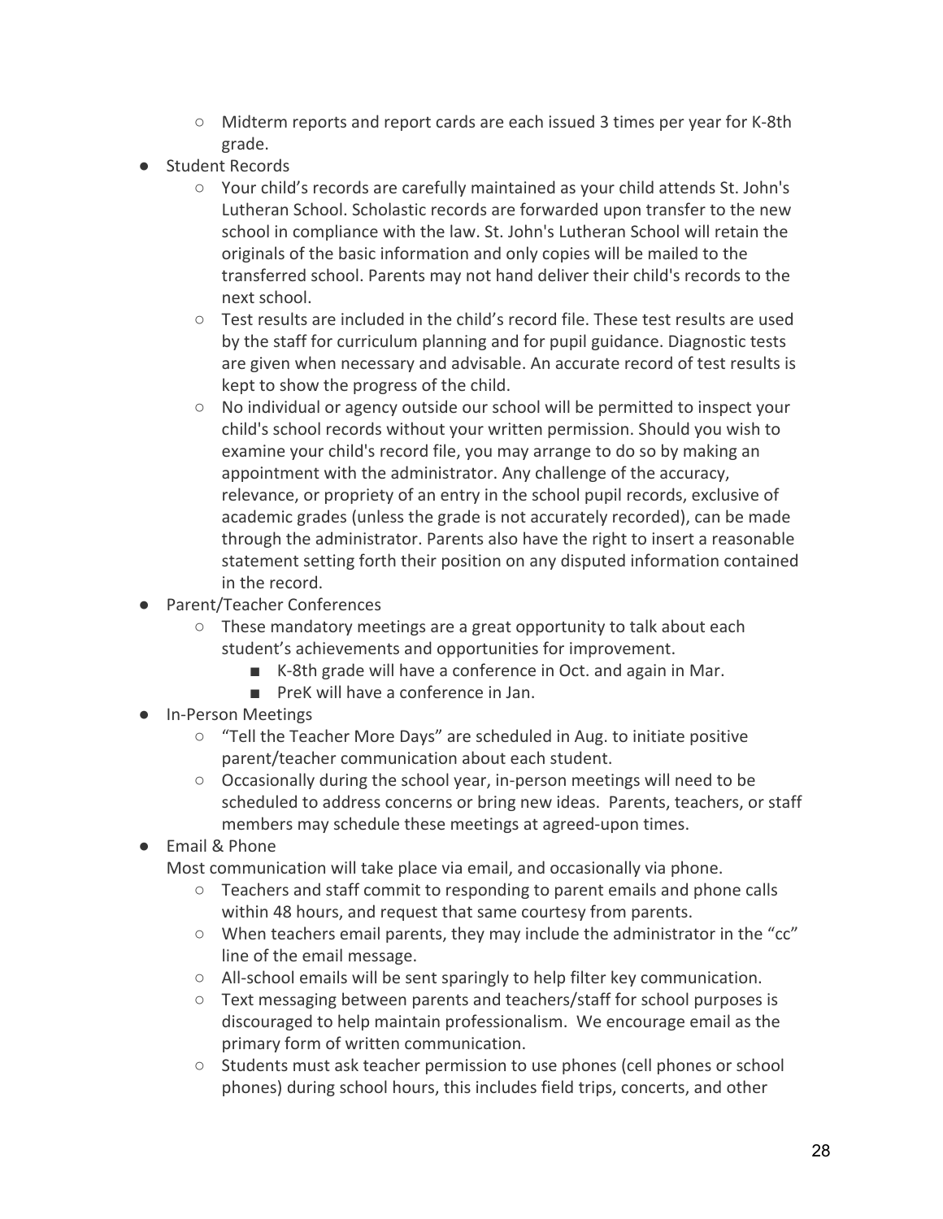- Midterm reports and report cards are each issued 3 times per year for K-8th grade.
- Student Records
    - Your child's records are carefully maintained as your child attends St. John's Lutheran School. Scholastic records are forwarded upon transfer to the new school in compliance with the law. St. John's Lutheran School will retain the originals of the basic information and only copies will be mailed to the transferred school. Parents may not hand deliver their child's records to the next school.
    - Test results are included in the child's record file. These test results are used by the staff for curriculum planning and for pupil guidance. Diagnostic tests are given when necessary and advisable. An accurate record of test results is kept to show the progress of the child.
    - No individual or agency outside our school will be permitted to inspect your child's school records without your written permission. Should you wish to examine your child's record file, you may arrange to do so by making an appointment with the administrator. Any challenge of the accuracy, relevance, or propriety of an entry in the school pupil records, exclusive of academic grades (unless the grade is not accurately recorded), can be made through the administrator. Parents also have the right to insert a reasonable statement setting forth their position on any disputed information contained in the record.
- Parent/Teacher Conferences
    - These mandatory meetings are a great opportunity to talk about each student's achievements and opportunities for improvement.
        - K-8th grade will have a conference in Oct. and again in Mar.
        - PreK will have a conference in Jan.
- In-Person Meetings
    - "Tell the Teacher More Days" are scheduled in Aug. to initiate positive parent/teacher communication about each student.
    - Occasionally during the school year, in-person meetings will need to be scheduled to address concerns or bring new ideas. Parents, teachers, or staff members may schedule these meetings at agreed-upon times.
- Email & Phone

  Most communication will take place via email, and occasionally via phone.
    - Teachers and staff commit to responding to parent emails and phone calls within 48 hours, and request that same courtesy from parents.
    - When teachers email parents, they may include the administrator in the "cc" line of the email message.
    - All-school emails will be sent sparingly to help filter key communication.
    - Text messaging between parents and teachers/staff for school purposes is discouraged to help maintain professionalism. We encourage email as the primary form of written communication.
    - Students must ask teacher permission to use phones (cell phones or school phones) during school hours, this includes field trips, concerts, and other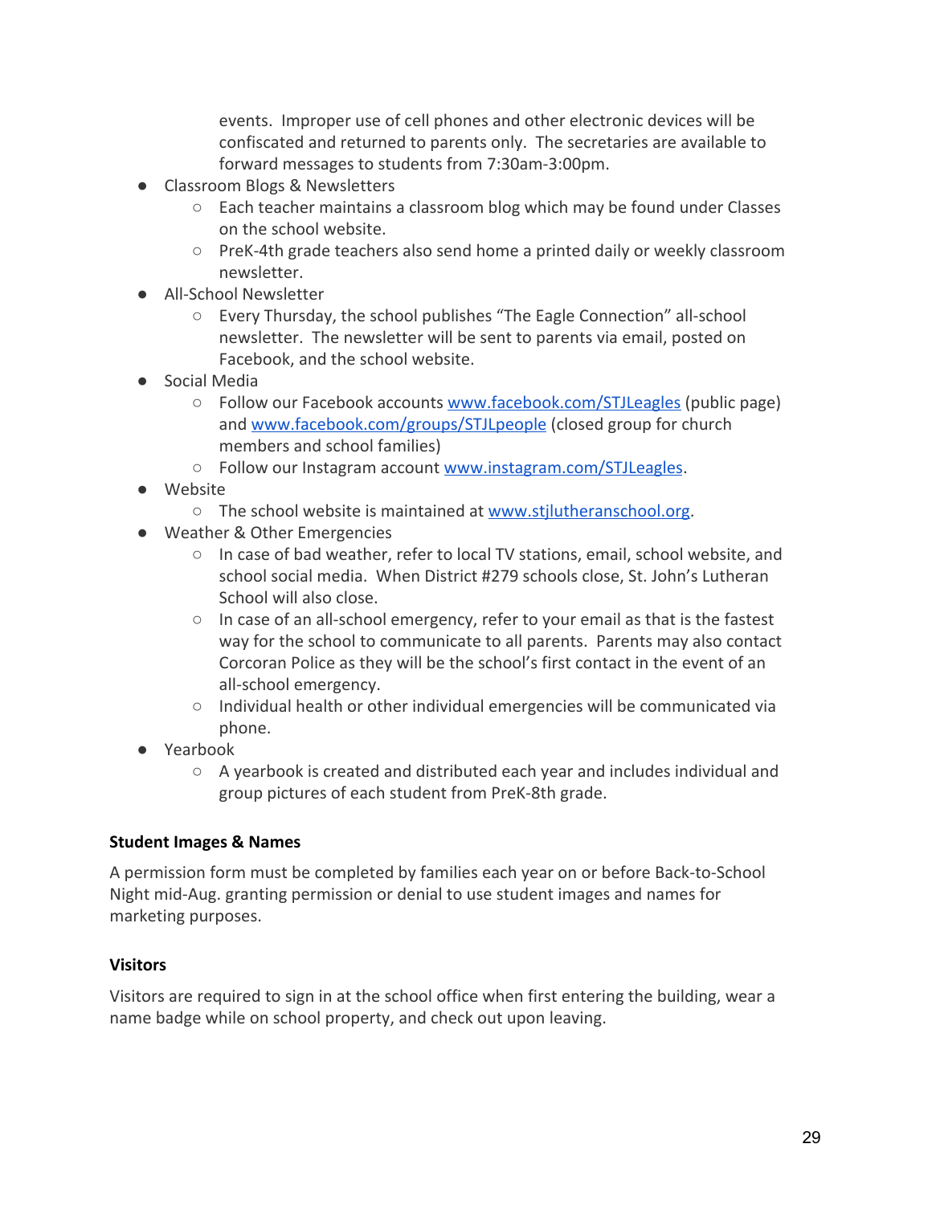events. Improper use of cell phones and other electronic devices will be confiscated and returned to parents only. The secretaries are available to forward messages to students from 7:30am-3:00pm.

- Classroom Blogs & Newsletters
  - Each teacher maintains a classroom blog which may be found under Classes on the school website.
  - PreK-4th grade teachers also send home a printed daily or weekly classroom newsletter.
- All-School Newsletter
  - Every Thursday, the school publishes "The Eagle Connection" all-school newsletter. The newsletter will be sent to parents via email, posted on Facebook, and the school website.
- Social Media
  - Follow our Facebook accounts [www.facebook.com/STJLeagles](www.facebook.com/STJLeagles) (public page) and [www.facebook.com/groups/STJLpeople](www.facebook.com/groups/STJLpeople) (closed group for church members and school families)
  - Follow our Instagram account [www.instagram.com/STJLeagles](www.instagram.com/STJLeagles).
- Website
  - The school website is maintained at [www.stjlutheranschool.org](www.stjlutheranschool.org).
- Weather & Other Emergencies
  - In case of bad weather, refer to local TV stations, email, school website, and school social media. When District #279 schools close, St. John's Lutheran School will also close.
  - In case of an all-school emergency, refer to your email as that is the fastest way for the school to communicate to all parents. Parents may also contact Corcoran Police as they will be the school's first contact in the event of an all-school emergency.
  - Individual health or other individual emergencies will be communicated via phone.
- Yearbook
  - A yearbook is created and distributed each year and includes individual and group pictures of each student from PreK-8th grade.

**Student Images & Names**

A permission form must be completed by families each year on or before Back-to-School Night mid-Aug. granting permission or denial to use student images and names for marketing purposes.

**Visitors**

Visitors are required to sign in at the school office when first entering the building, wear a name badge while on school property, and check out upon leaving.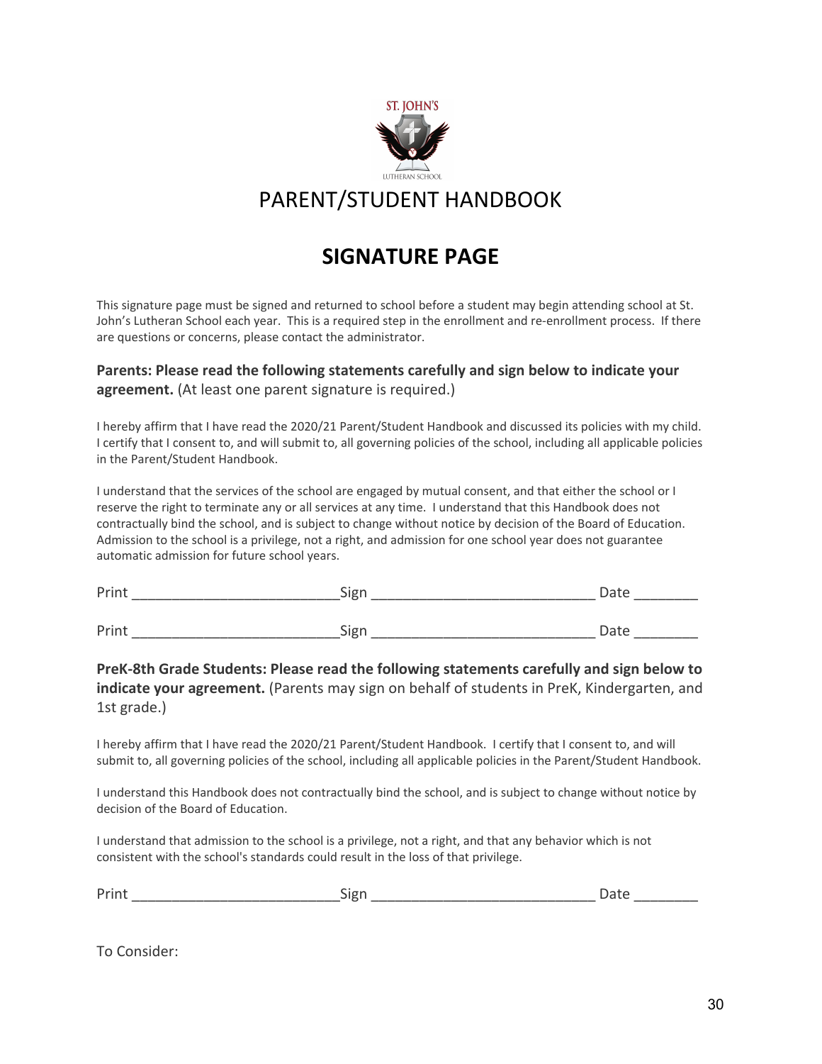ST. JOHN'S

LUTHERAN SCHOOL

# PARENT/STUDENT HANDBOOK

## SIGNATURE PAGE

This signature page must be signed and returned to school before a student may begin attending school at St. John's Lutheran School each year. This is a required step in the enrollment and re-enrollment process. If there are questions or concerns, please contact the administrator.

**Parents: Please read the following statements carefully and sign below to indicate your agreement.** (At least one parent signature is required.)

I hereby affirm that I have read the 2020/21 Parent/Student Handbook and discussed its policies with my child. I certify that I consent to, and will submit to, all governing policies of the school, including all applicable policies in the Parent/Student Handbook.

I understand that the services of the school are engaged by mutual consent, and that either the school or I reserve the right to terminate any or all services at any time. I understand that this Handbook does not contractually bind the school, and is subject to change without notice by decision of the Board of Education. Admission to the school is a privilege, not a right, and admission for one school year does not guarantee automatic admission for future school years.

Print __________________________Sign ____________________________ Date ________

Print __________________________Sign ____________________________ Date ________

**PreK-8th Grade Students: Please read the following statements carefully and sign below to indicate your agreement.** (Parents may sign on behalf of students in PreK, Kindergarten, and 1st grade.)

I hereby affirm that I have read the 2020/21 Parent/Student Handbook. I certify that I consent to, and will submit to, all governing policies of the school, including all applicable policies in the Parent/Student Handbook.

I understand this Handbook does not contractually bind the school, and is subject to change without notice by decision of the Board of Education.

I understand that admission to the school is a privilege, not a right, and that any behavior which is not consistent with the school's standards could result in the loss of that privilege.

Print __________________________Sign ____________________________ Date ________

To Consider: